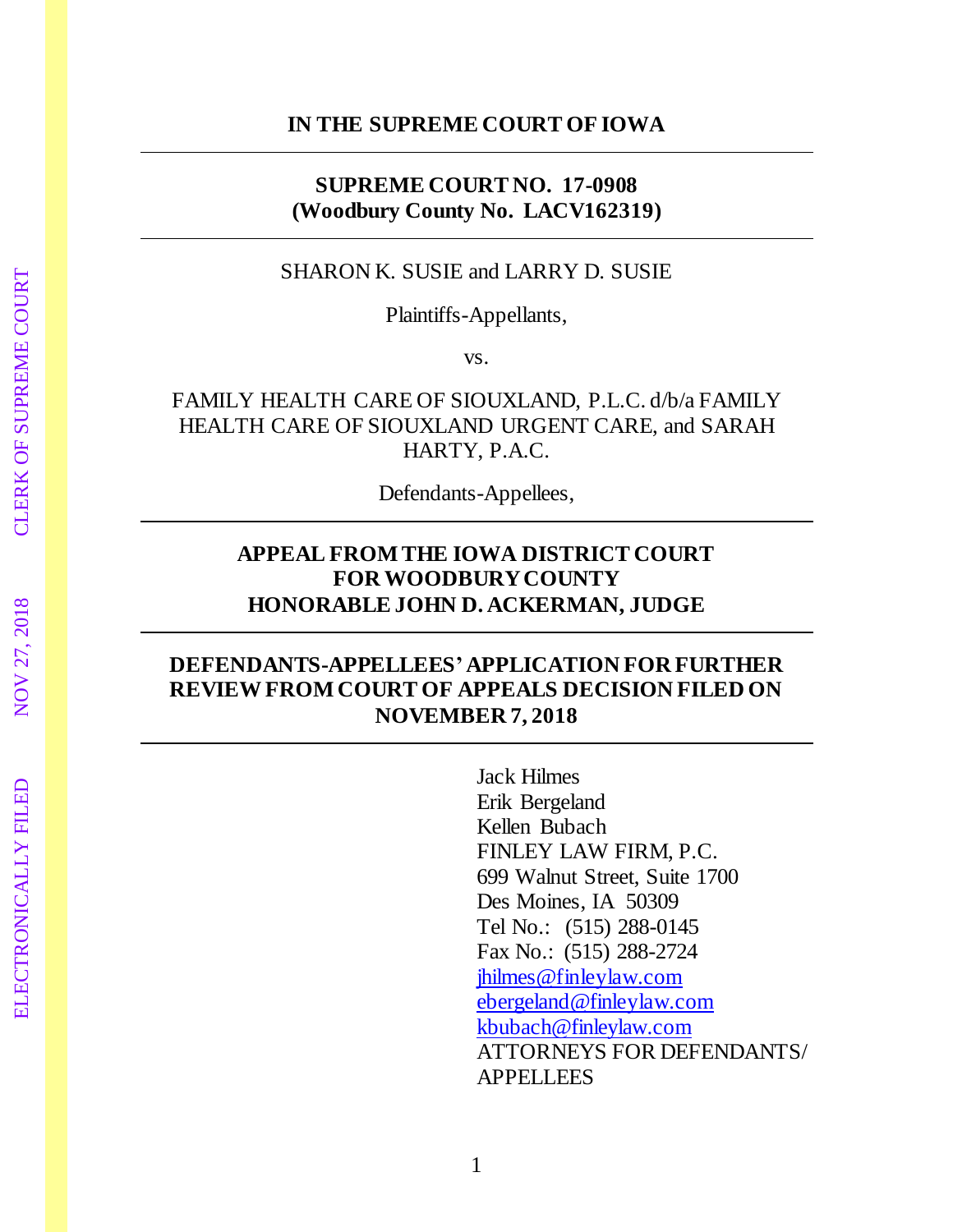**IN THE SUPREME COURT OF IOWA**

---

**SUPREME COURT NO. 17-0908**
**(Woodbury County No. LACV162319)**

---

SHARON K. SUSIE and LARRY D. SUSIE

Plaintiffs-Appellants,

vs.

FAMILY HEALTH CARE OF SIOUXLAND, P.L.C. d/b/a FAMILY HEALTH CARE OF SIOUXLAND URGENT CARE, and SARAH HARTY, P.A.C.

Defendants-Appellees,

---

**APPEAL FROM THE IOWA DISTRICT COURT FOR WOODBURY COUNTY**
**HONORABLE JOHN D. ACKERMAN, JUDGE**

---

**DEFENDANTS-APPELLEES' APPLICATION FOR FURTHER REVIEW FROM COURT OF APPEALS DECISION FILED ON NOVEMBER 7, 2018**

---

Jack Hilmes
Erik Bergeland
Kellen Bubach
FINLEY LAW FIRM, P.C.
699 Walnut Street, Suite 1700
Des Moines, IA 50309
Tel No.: (515) 288-0145
Fax No.: (515) 288-2724
jhilmes@finleylaw.com
ebergeland@finleylaw.com
kbubach@finleylaw.com
ATTORNEYS FOR DEFENDANTS/APPELLEES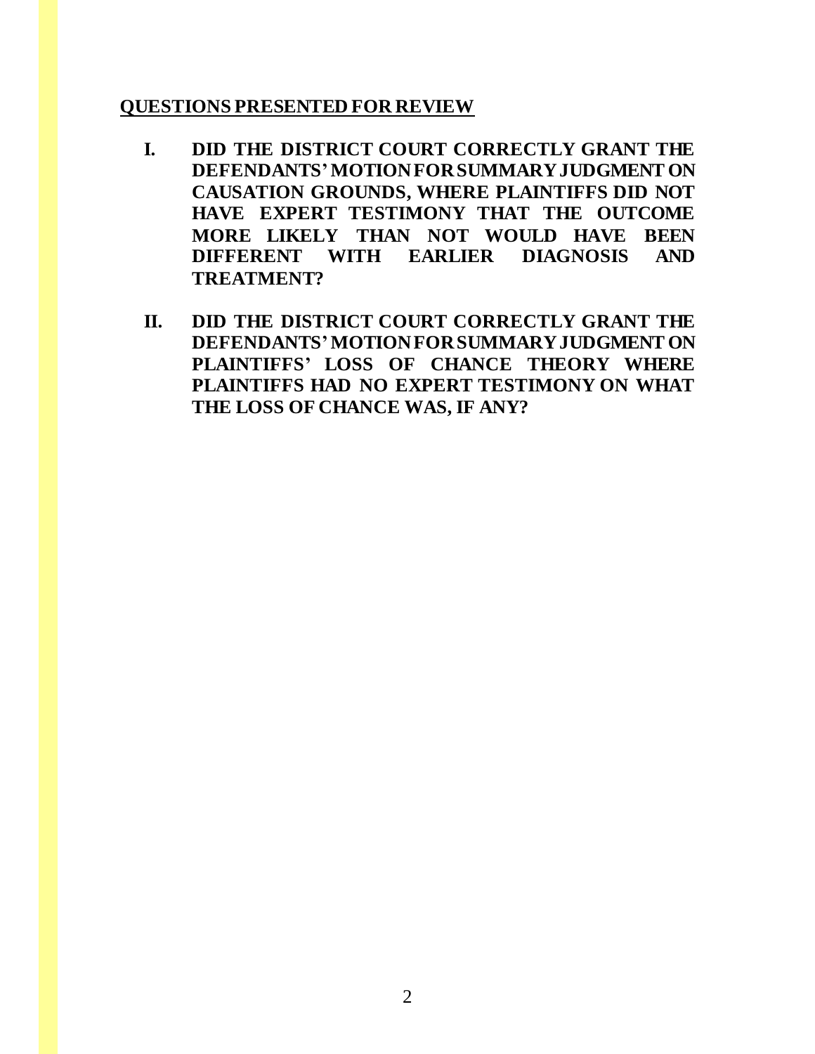## QUESTIONS PRESENTED FOR REVIEW

**I. DID THE DISTRICT COURT CORRECTLY GRANT THE DEFENDANTS' MOTION FOR SUMMARY JUDGMENT ON CAUSATION GROUNDS, WHERE PLAINTIFFS DID NOT HAVE EXPERT TESTIMONY THAT THE OUTCOME MORE LIKELY THAN NOT WOULD HAVE BEEN DIFFERENT WITH EARLIER DIAGNOSIS AND TREATMENT?**

**II. DID THE DISTRICT COURT CORRECTLY GRANT THE DEFENDANTS' MOTION FOR SUMMARY JUDGMENT ON PLAINTIFFS' LOSS OF CHANCE THEORY WHERE PLAINTIFFS HAD NO EXPERT TESTIMONY ON WHAT THE LOSS OF CHANCE WAS, IF ANY?**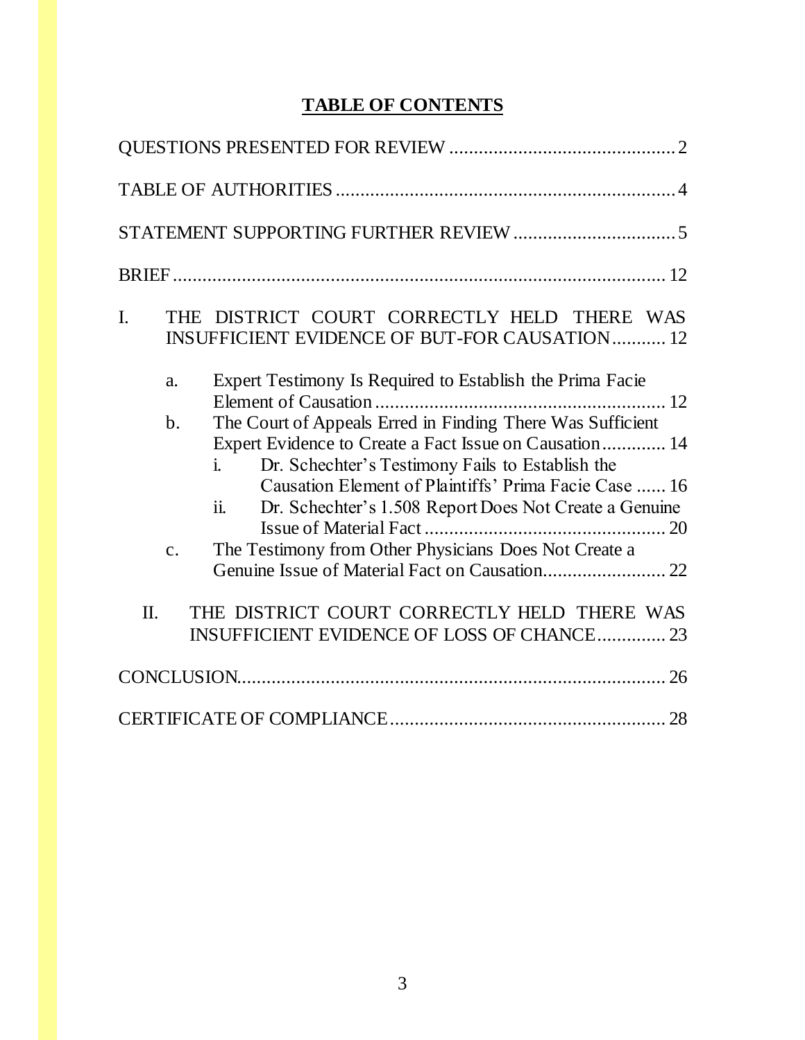# **TABLE OF CONTENTS**

QUESTIONS PRESENTED FOR REVIEW .............................................. 2

TABLE OF AUTHORITIES .................................................................... 4

STATEMENT SUPPORTING FURTHER REVIEW ................................. 5

BRIEF ..................................................................................................... 12

I. THE DISTRICT COURT CORRECTLY HELD THERE WAS INSUFFICIENT EVIDENCE OF BUT-FOR CAUSATION ........... 12

   a. Expert Testimony Is Required to Establish the Prima Facie Element of Causation ........................................................... 12

   b. The Court of Appeals Erred in Finding There Was Sufficient Expert Evidence to Create a Fact Issue on Causation ............. 14

      i. Dr. Schechter's Testimony Fails to Establish the Causation Element of Plaintiffs' Prima Facie Case ...... 16

      ii. Dr. Schechter's 1.508 Report Does Not Create a Genuine Issue of Material Fact ................................................. 20

   c. The Testimony from Other Physicians Does Not Create a Genuine Issue of Material Fact on Causation......................... 22

II. THE DISTRICT COURT CORRECTLY HELD THERE WAS INSUFFICIENT EVIDENCE OF LOSS OF CHANCE .............. 23

CONCLUSION....................................................................................... 26

CERTIFICATE OF COMPLIANCE ....................................................... 28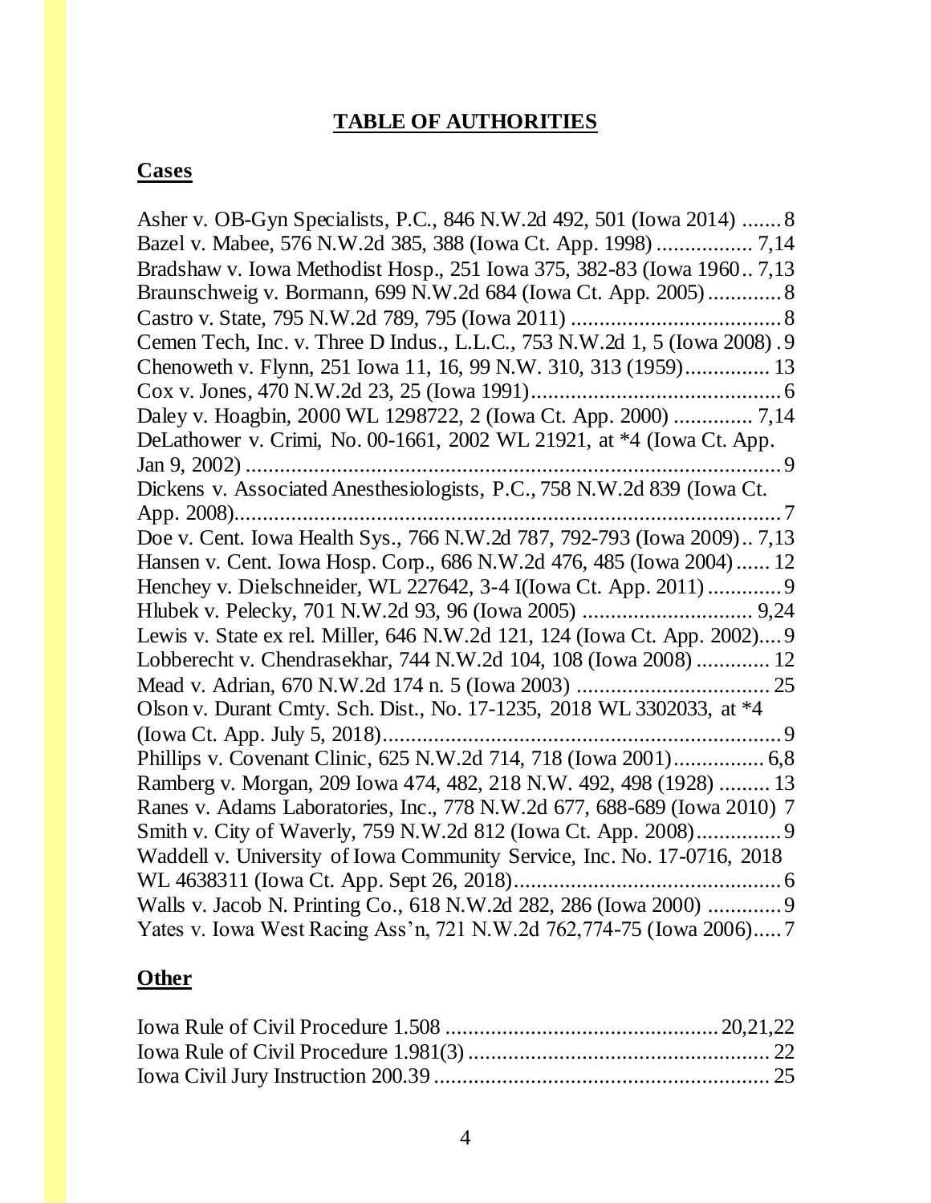# TABLE OF AUTHORITIES

## Cases

Asher v. OB-Gyn Specialists, P.C., 846 N.W.2d 492, 501 (Iowa 2014) ....... 8
Bazel v. Mabee, 576 N.W.2d 385, 388 (Iowa Ct. App. 1998) ................. 7,14
Bradshaw v. Iowa Methodist Hosp., 251 Iowa 375, 382-83 (Iowa 1960.. 7,13
Braunschweig v. Bormann, 699 N.W.2d 684 (Iowa Ct. App. 2005) ............. 8
Castro v. State, 795 N.W.2d 789, 795 (Iowa 2011) ..................................... 8
Cemen Tech, Inc. v. Three D Indus., L.L.C., 753 N.W.2d 1, 5 (Iowa 2008) . 9
Chenoweth v. Flynn, 251 Iowa 11, 16, 99 N.W. 310, 313 (1959)............... 13
Cox v. Jones, 470 N.W.2d 23, 25 (Iowa 1991)............................................. 6
Daley v. Hoagbin, 2000 WL 1298722, 2 (Iowa Ct. App. 2000) .............. 7,14
DeLathower v. Crimi, No. 00-1661, 2002 WL 21921, at *4 (Iowa Ct. App. Jan 9, 2002) ................................................................................................ 9
Dickens v. Associated Anesthesiologists, P.C., 758 N.W.2d 839 (Iowa Ct. App. 2008)................................................................................................... 7
Doe v. Cent. Iowa Health Sys., 766 N.W.2d 787, 792-793 (Iowa 2009).. 7,13
Hansen v. Cent. Iowa Hosp. Corp., 686 N.W.2d 476, 485 (Iowa 2004) ...... 12
Henchey v. Dielschneider, WL 227642, 3-4 I(Iowa Ct. App. 2011) ............. 9
Hlubek v. Pelecky, 701 N.W.2d 93, 96 (Iowa 2005) ............................. 9,24
Lewis v. State ex rel. Miller, 646 N.W.2d 121, 124 (Iowa Ct. App. 2002).... 9
Lobberecht v. Chendrasekhar, 744 N.W.2d 104, 108 (Iowa 2008) ............. 12
Mead v. Adrian, 670 N.W.2d 174 n. 5 (Iowa 2003) .................................. 25
Olson v. Durant Cmty. Sch. Dist., No. 17-1235, 2018 WL 3302033, at *4 (Iowa Ct. App. July 5, 2018)....................................................................... 9
Phillips v. Covenant Clinic, 625 N.W.2d 714, 718 (Iowa 2001)................ 6,8
Ramberg v. Morgan, 209 Iowa 474, 482, 218 N.W. 492, 498 (1928) ......... 13
Ranes v. Adams Laboratories, Inc., 778 N.W.2d 677, 688-689 (Iowa 2010) 7
Smith v. City of Waverly, 759 N.W.2d 812 (Iowa Ct. App. 2008)............... 9
Waddell v. University of Iowa Community Service, Inc. No. 17-0716, 2018 WL 4638311 (Iowa Ct. App. Sept 26, 2018)............................................... 6
Walls v. Jacob N. Printing Co., 618 N.W.2d 282, 286 (Iowa 2000) ............. 9
Yates v. Iowa West Racing Ass'n, 721 N.W.2d 762,774-75 (Iowa 2006)..... 7

## Other

Iowa Rule of Civil Procedure 1.508 ............................................... 20,21,22
Iowa Rule of Civil Procedure 1.981(3) .................................................... 22
Iowa Civil Jury Instruction 200.39 ........................................................... 25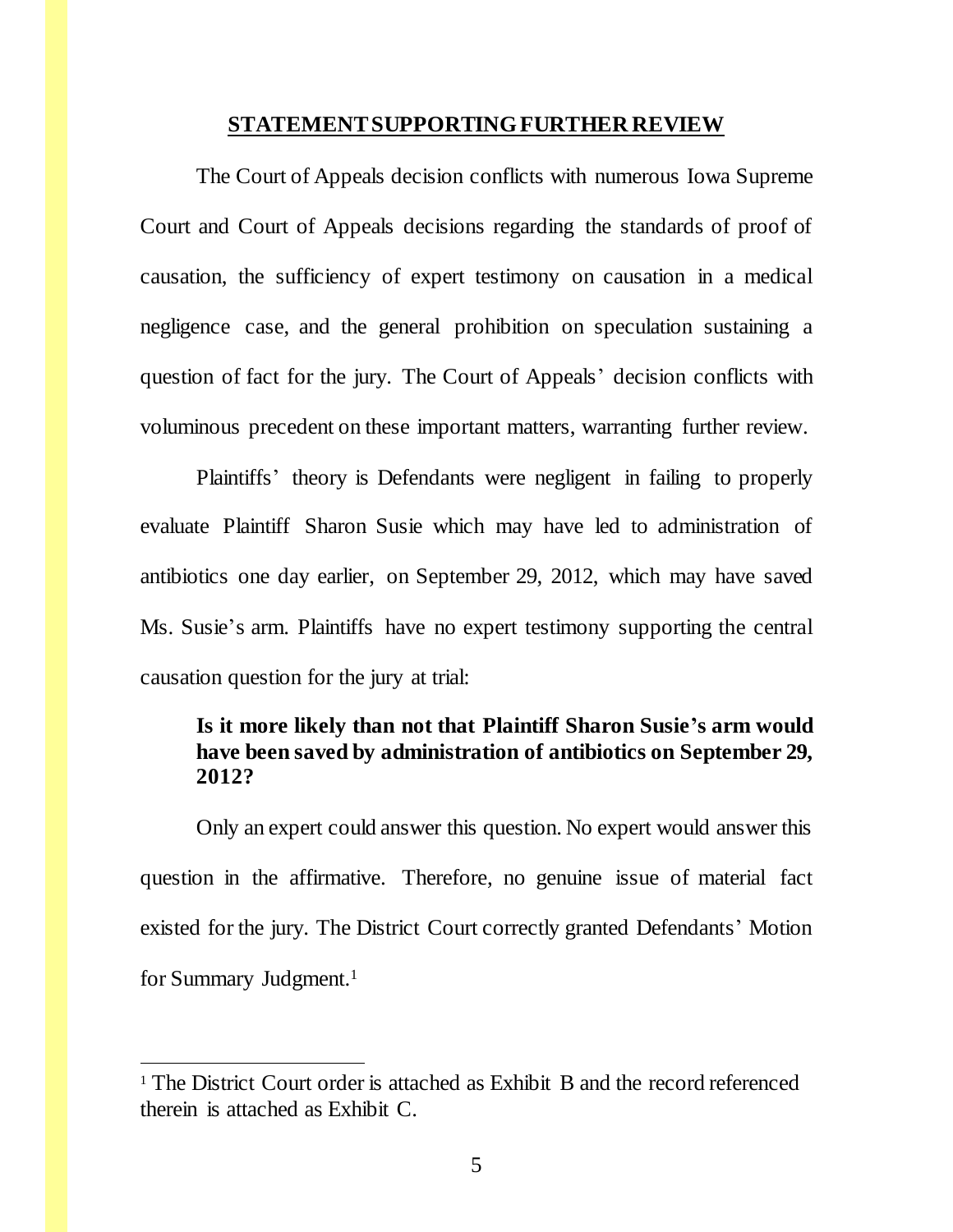## STATEMENT SUPPORTING FURTHER REVIEW

The Court of Appeals decision conflicts with numerous Iowa Supreme Court and Court of Appeals decisions regarding the standards of proof of causation, the sufficiency of expert testimony on causation in a medical negligence case, and the general prohibition on speculation sustaining a question of fact for the jury. The Court of Appeals' decision conflicts with voluminous precedent on these important matters, warranting further review.

Plaintiffs' theory is Defendants were negligent in failing to properly evaluate Plaintiff Sharon Susie which may have led to administration of antibiotics one day earlier, on September 29, 2012, which may have saved Ms. Susie's arm. Plaintiffs have no expert testimony supporting the central causation question for the jury at trial:

> **Is it more likely than not that Plaintiff Sharon Susie's arm would have been saved by administration of antibiotics on September 29, 2012?**

Only an expert could answer this question. No expert would answer this question in the affirmative. Therefore, no genuine issue of material fact existed for the jury. The District Court correctly granted Defendants' Motion for Summary Judgment.[1]

---

[1] The District Court order is attached as Exhibit B and the record referenced therein is attached as Exhibit C.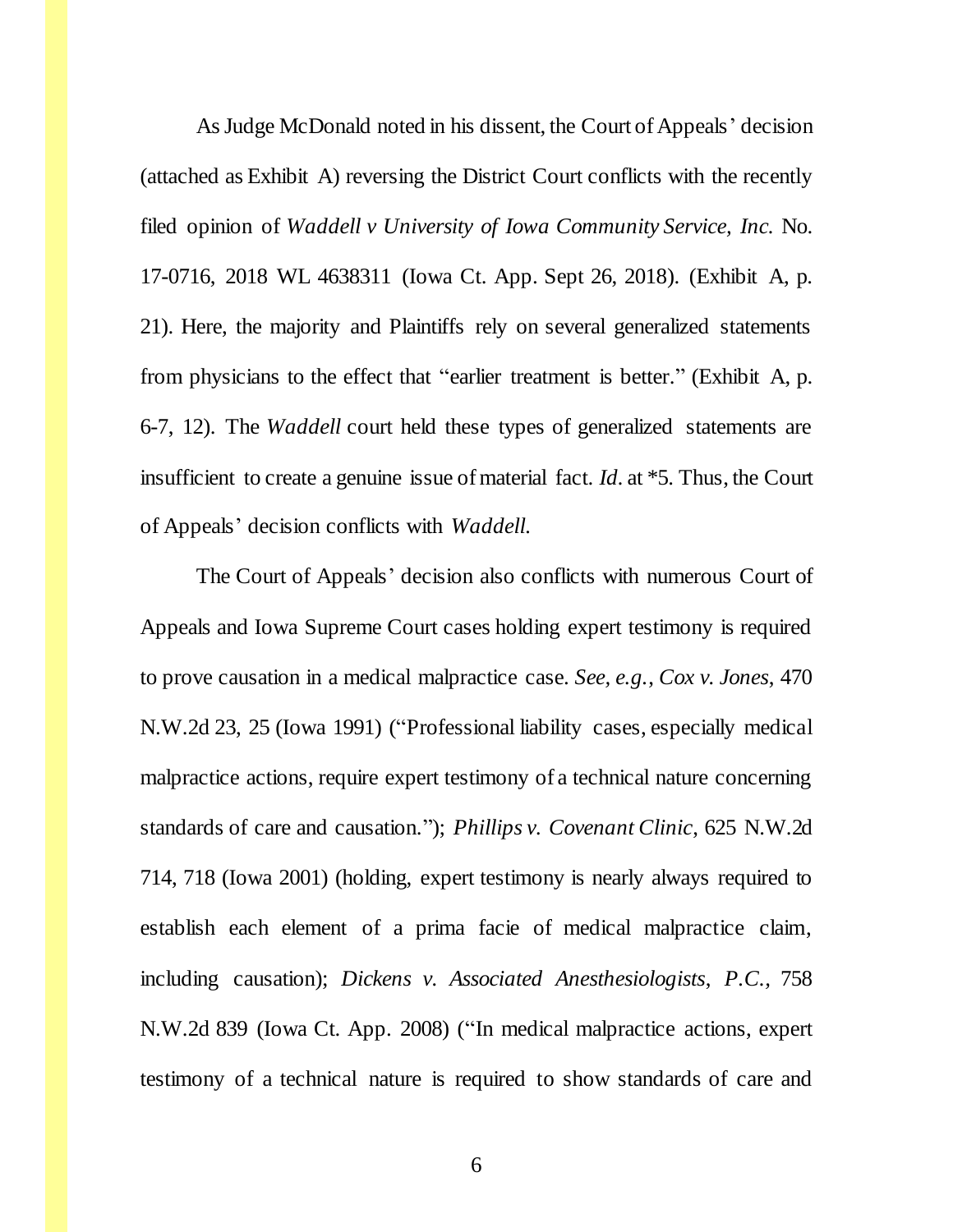As Judge McDonald noted in his dissent, the Court of Appeals' decision (attached as Exhibit A) reversing the District Court conflicts with the recently filed opinion of *Waddell v University of Iowa Community Service, Inc.* No. 17-0716, 2018 WL 4638311 (Iowa Ct. App. Sept 26, 2018). (Exhibit A, p. 21). Here, the majority and Plaintiffs rely on several generalized statements from physicians to the effect that "earlier treatment is better." (Exhibit A, p. 6-7, 12). The *Waddell* court held these types of generalized statements are insufficient to create a genuine issue of material fact. *Id*. at *5. Thus, the Court of Appeals' decision conflicts with *Waddell*.

The Court of Appeals' decision also conflicts with numerous Court of Appeals and Iowa Supreme Court cases holding expert testimony is required to prove causation in a medical malpractice case. *See, e.g.*, *Cox v. Jones*, 470 N.W.2d 23, 25 (Iowa 1991) ("Professional liability cases, especially medical malpractice actions, require expert testimony of a technical nature concerning standards of care and causation."); *Phillips v. Covenant Clinic*, 625 N.W.2d 714, 718 (Iowa 2001) (holding, expert testimony is nearly always required to establish each element of a prima facie of medical malpractice claim, including causation); *Dickens v. Associated Anesthesiologists, P.C.*, 758 N.W.2d 839 (Iowa Ct. App. 2008) ("In medical malpractice actions, expert testimony of a technical nature is required to show standards of care and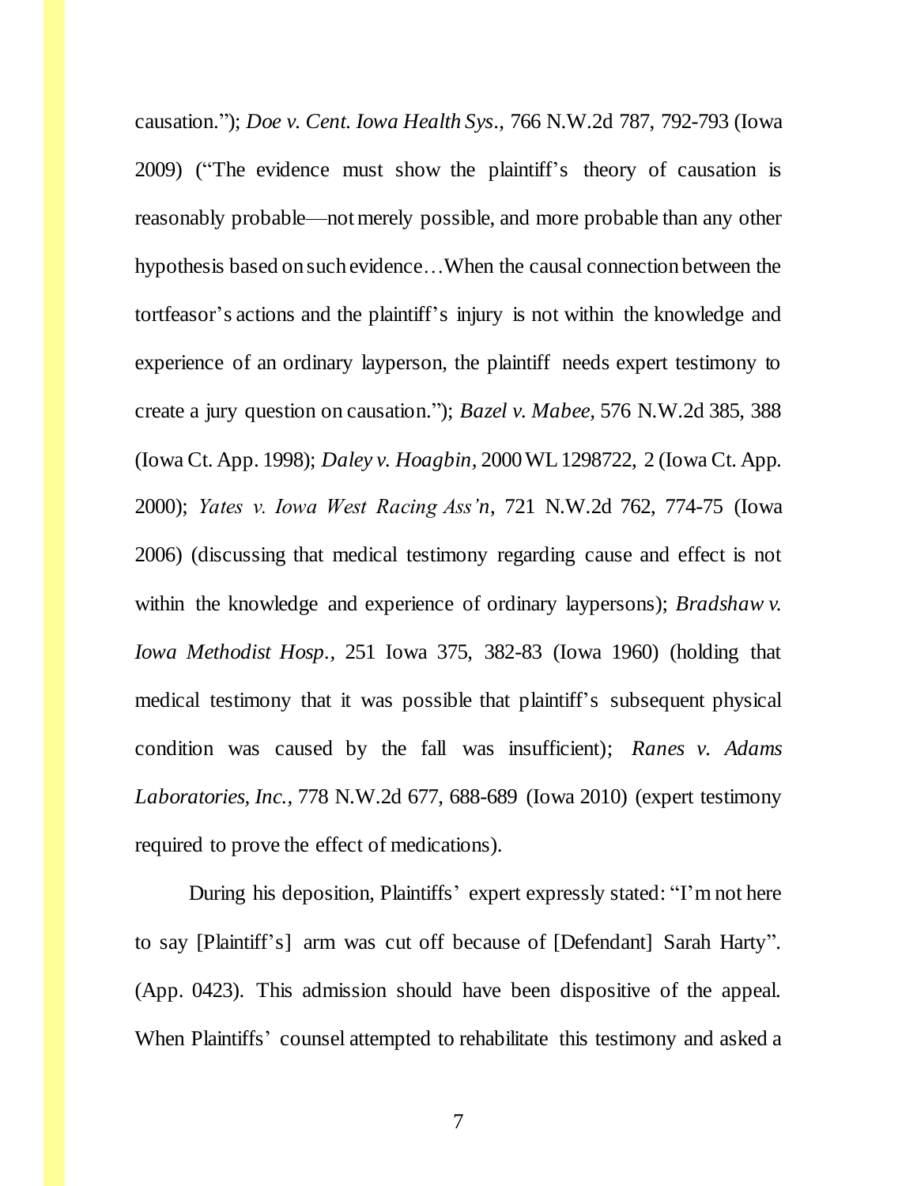causation."); *Doe v. Cent. Iowa Health Sys*., 766 N.W.2d 787, 792-793 (Iowa 2009) ("The evidence must show the plaintiff's theory of causation is reasonably probable—not merely possible, and more probable than any other hypothesis based on such evidence…When the causal connection between the tortfeasor's actions and the plaintiff's injury is not within the knowledge and experience of an ordinary layperson, the plaintiff needs expert testimony to create a jury question on causation."); *Bazel v. Mabee*, 576 N.W.2d 385, 388 (Iowa Ct. App. 1998); *Daley v. Hoagbin*, 2000 WL 1298722, 2 (Iowa Ct. App. 2000); *Yates v. Iowa West Racing Ass'n*, 721 N.W.2d 762, 774-75 (Iowa 2006) (discussing that medical testimony regarding cause and effect is not within the knowledge and experience of ordinary laypersons); *Bradshaw v. Iowa Methodist Hosp.*, 251 Iowa 375, 382-83 (Iowa 1960) (holding that medical testimony that it was possible that plaintiff's subsequent physical condition was caused by the fall was insufficient); *Ranes v. Adams Laboratories, Inc.*, 778 N.W.2d 677, 688-689 (Iowa 2010) (expert testimony required to prove the effect of medications).

During his deposition, Plaintiffs' expert expressly stated: "I'm not here to say [Plaintiff's] arm was cut off because of [Defendant] Sarah Harty". (App. 0423). This admission should have been dispositive of the appeal. When Plaintiffs' counsel attempted to rehabilitate this testimony and asked a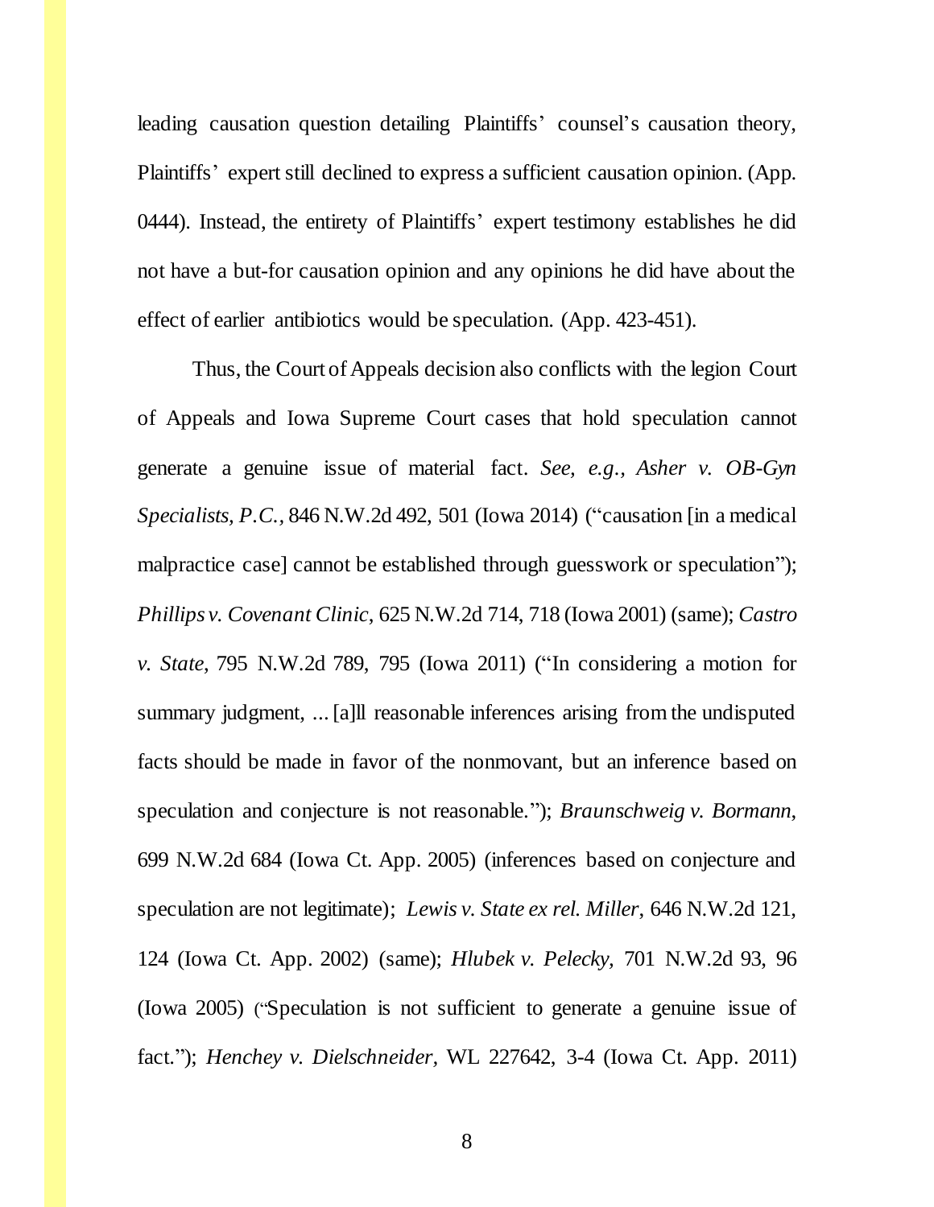leading causation question detailing Plaintiffs' counsel's causation theory, Plaintiffs' expert still declined to express a sufficient causation opinion. (App. 0444). Instead, the entirety of Plaintiffs' expert testimony establishes he did not have a but-for causation opinion and any opinions he did have about the effect of earlier antibiotics would be speculation. (App. 423-451).

Thus, the Court of Appeals decision also conflicts with the legion Court of Appeals and Iowa Supreme Court cases that hold speculation cannot generate a genuine issue of material fact. *See, e.g., Asher v. OB-Gyn Specialists, P.C.*, 846 N.W.2d 492, 501 (Iowa 2014) ("causation [in a medical malpractice case] cannot be established through guesswork or speculation"); *Phillips v. Covenant Clinic*, 625 N.W.2d 714, 718 (Iowa 2001) (same); *Castro v. State*, 795 N.W.2d 789, 795 (Iowa 2011) ("In considering a motion for summary judgment, ... [a]ll reasonable inferences arising from the undisputed facts should be made in favor of the nonmovant, but an inference based on speculation and conjecture is not reasonable."); *Braunschweig v. Bormann*, 699 N.W.2d 684 (Iowa Ct. App. 2005) (inferences based on conjecture and speculation are not legitimate); *Lewis v. State ex rel. Miller*, 646 N.W.2d 121, 124 (Iowa Ct. App. 2002) (same); *Hlubek v. Pelecky*, 701 N.W.2d 93, 96 (Iowa 2005) ("Speculation is not sufficient to generate a genuine issue of fact."); *Henchey v. Dielschneider*, WL 227642, 3-4 (Iowa Ct. App. 2011)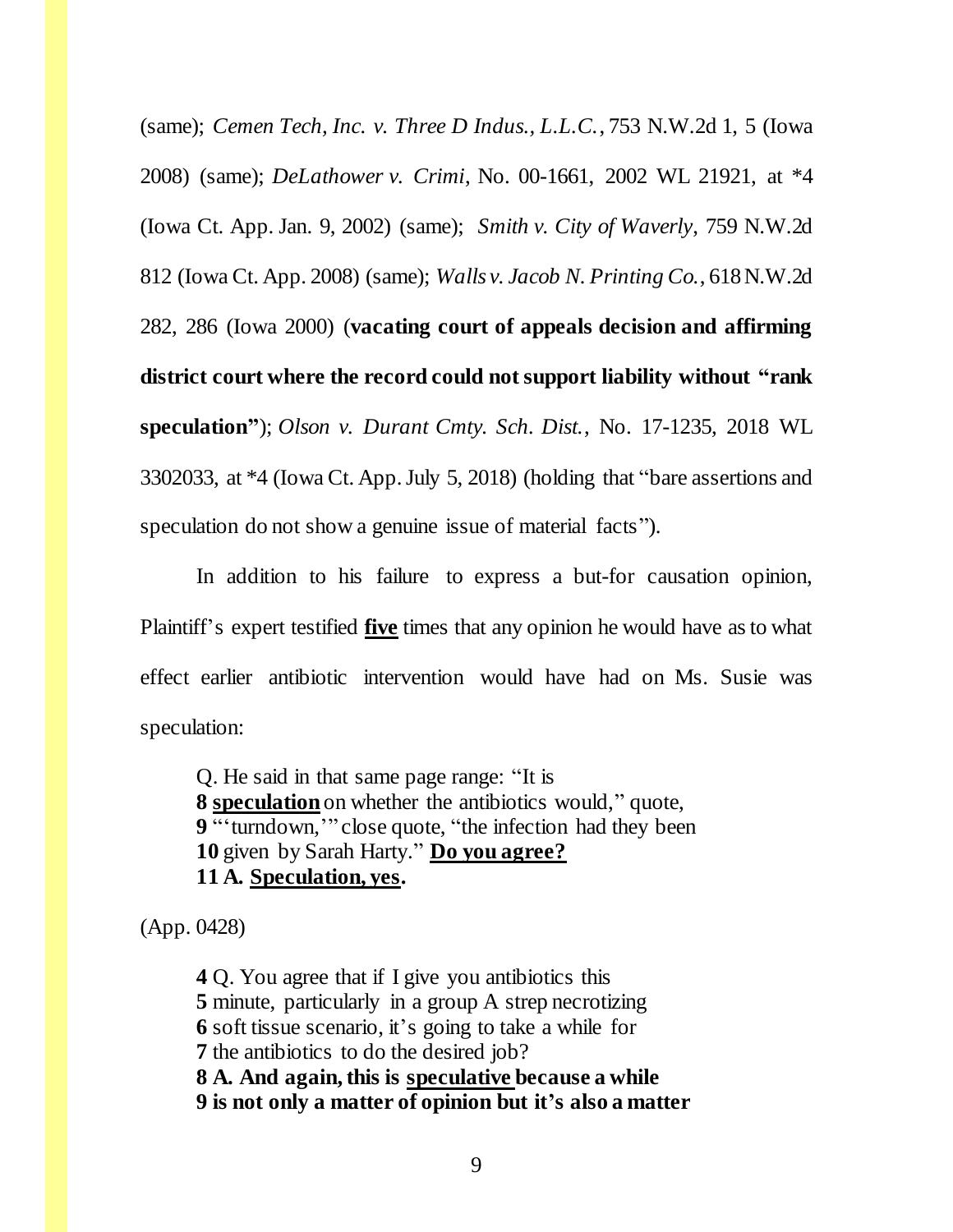(same); *Cemen Tech, Inc. v. Three D Indus., L.L.C.*, 753 N.W.2d 1, 5 (Iowa 2008) (same); *DeLathower v. Crimi*, No. 00-1661, 2002 WL 21921, at *4 (Iowa Ct. App. Jan. 9, 2002) (same); *Smith v. City of Waverly*, 759 N.W.2d 812 (Iowa Ct. App. 2008) (same); *Walls v. Jacob N. Printing Co.*, 618 N.W.2d 282, 286 (Iowa 2000) (**vacating court of appeals decision and affirming district court where the record could not support liability without "rank speculation"**); *Olson v. Durant Cmty. Sch. Dist.*, No. 17-1235, 2018 WL 3302033, at *4 (Iowa Ct. App. July 5, 2018) (holding that "bare assertions and speculation do not show a genuine issue of material facts").

In addition to his failure to express a but-for causation opinion, Plaintiff's expert testified <u>**five**</u> times that any opinion he would have as to what effect earlier antibiotic intervention would have had on Ms. Susie was speculation:

> Q. He said in that same page range: "It is
> **8** <u>**speculation**</u> on whether the antibiotics would," quote,
> **9** "'turndown,'" close quote, "the infection had they been
> **10** given by Sarah Harty." <u>**Do you agree?**</u>
> **11 A.** <u>**Speculation, yes**</u>**.**

(App. 0428)

> **4** Q. You agree that if I give you antibiotics this
> **5** minute, particularly in a group A strep necrotizing
> **6** soft tissue scenario, it's going to take a while for
> **7** the antibiotics to do the desired job?
> **8 A. And again, this is <u>speculative</u> because a while**
> **9 is not only a matter of opinion but it's also a matter**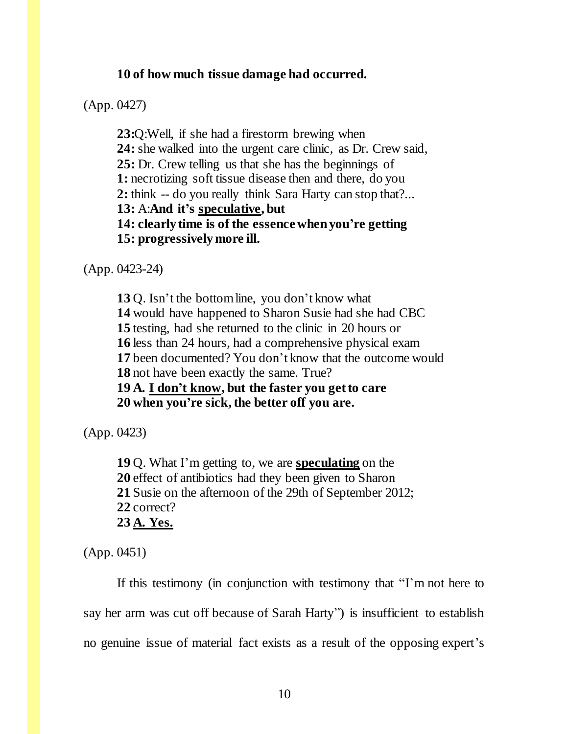**10 of how much tissue damage had occurred.**

(App. 0427)

> **23:**Q:Well, if she had a firestorm brewing when
> **24:** she walked into the urgent care clinic, as Dr. Crew said,
> **25:** Dr. Crew telling us that she has the beginnings of
> **1:** necrotizing soft tissue disease then and there, do you
> **2:** think -- do you really think Sara Harty can stop that?...
> **13:** A:**And it's <u>speculative</u>, but**
> **14: clearly time is of the essence when you're getting**
> **15: progressively more ill.**

(App. 0423-24)

> **13** Q. Isn't the bottom line, you don't know what
> **14** would have happened to Sharon Susie had she had CBC
> **15** testing, had she returned to the clinic in 20 hours or
> **16** less than 24 hours, had a comprehensive physical exam
> **17** been documented? You don't know that the outcome would
> **18** not have been exactly the same. True?
> **19 A. <u>I don't know</u>, but the faster you get to care**
> **20 when you're sick, the better off you are.**

(App. 0423)

> **19** Q. What I'm getting to, we are **<u>speculating</u>** on the
> **20** effect of antibiotics had they been given to Sharon
> **21** Susie on the afternoon of the 29th of September 2012;
> **22** correct?
> **23 <u>A. Yes.</u>**

(App. 0451)

If this testimony (in conjunction with testimony that "I'm not here to say her arm was cut off because of Sarah Harty") is insufficient to establish no genuine issue of material fact exists as a result of the opposing expert's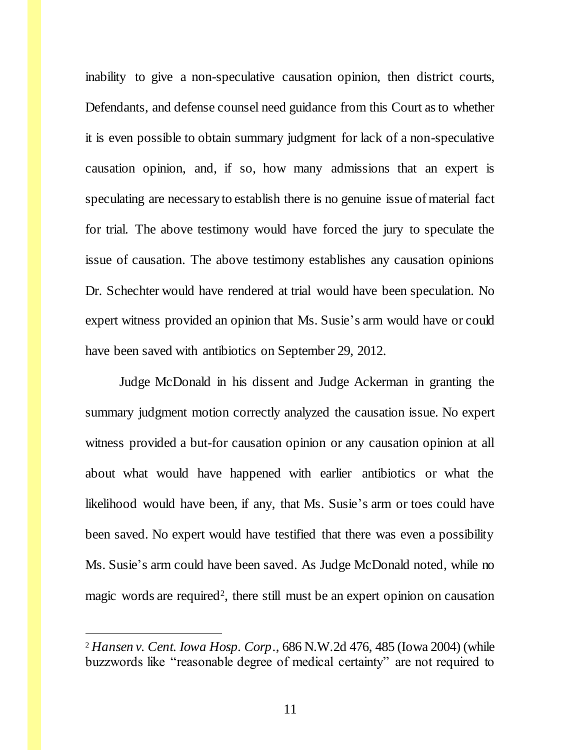inability to give a non-speculative causation opinion, then district courts, Defendants, and defense counsel need guidance from this Court as to whether it is even possible to obtain summary judgment for lack of a non-speculative causation opinion, and, if so, how many admissions that an expert is speculating are necessary to establish there is no genuine issue of material fact for trial. The above testimony would have forced the jury to speculate the issue of causation. The above testimony establishes any causation opinions Dr. Schechter would have rendered at trial would have been speculation. No expert witness provided an opinion that Ms. Susie's arm would have or could have been saved with antibiotics on September 29, 2012.

Judge McDonald in his dissent and Judge Ackerman in granting the summary judgment motion correctly analyzed the causation issue. No expert witness provided a but-for causation opinion or any causation opinion at all about what would have happened with earlier antibiotics or what the likelihood would have been, if any, that Ms. Susie's arm or toes could have been saved. No expert would have testified that there was even a possibility Ms. Susie's arm could have been saved. As Judge McDonald noted, while no magic words are required[2], there still must be an expert opinion on causation

---

[2] *Hansen v. Cent. Iowa Hosp. Corp.*, 686 N.W.2d 476, 485 (Iowa 2004) (while buzzwords like "reasonable degree of medical certainty" are not required to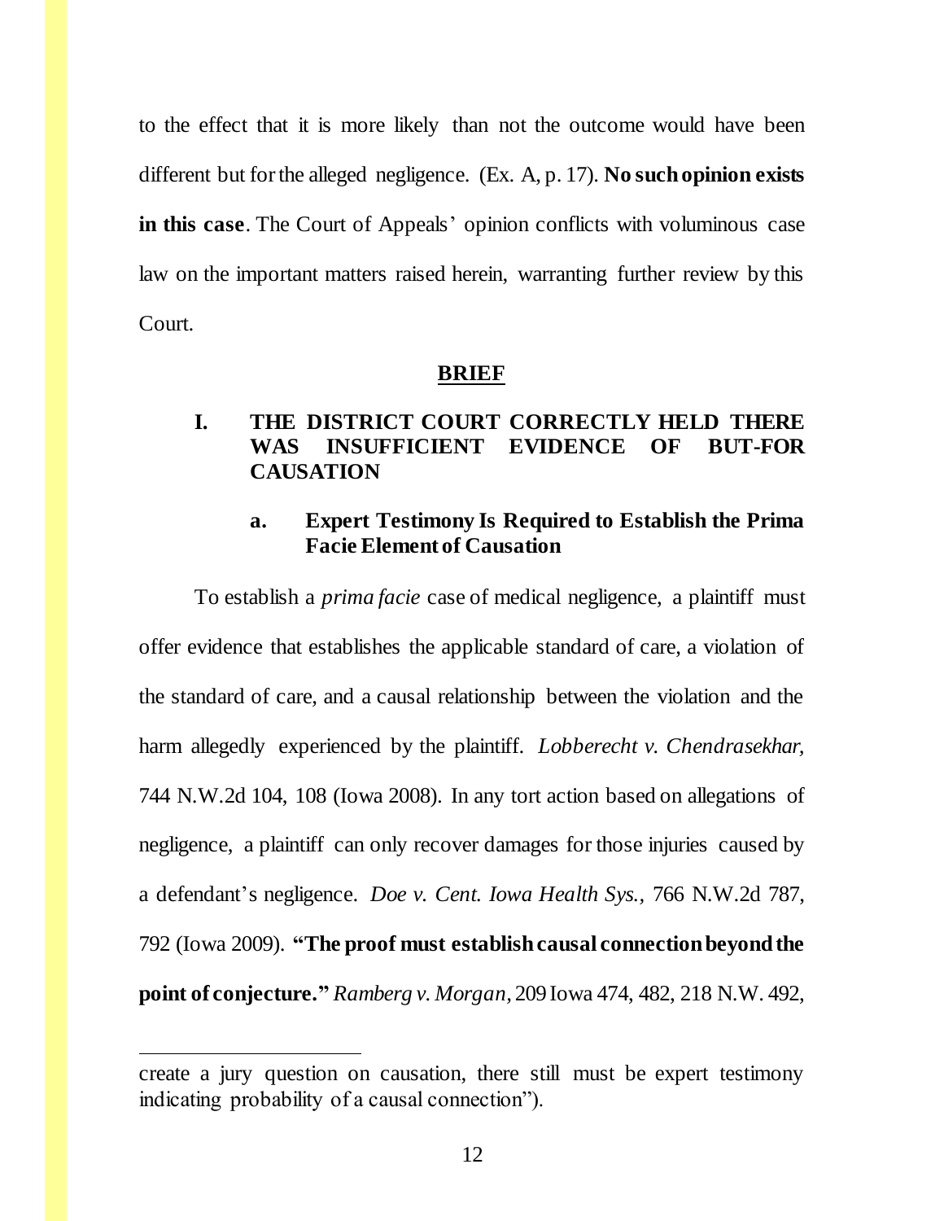to the effect that it is more likely than not the outcome would have been different but for the alleged negligence. (Ex. A, p. 17). **No such opinion exists in this case**. The Court of Appeals' opinion conflicts with voluminous case law on the important matters raised herein, warranting further review by this Court.

## BRIEF

### I. THE DISTRICT COURT CORRECTLY HELD THERE WAS INSUFFICIENT EVIDENCE OF BUT-FOR CAUSATION

#### a. Expert Testimony Is Required to Establish the Prima Facie Element of Causation

To establish a *prima facie* case of medical negligence, a plaintiff must offer evidence that establishes the applicable standard of care, a violation of the standard of care, and a causal relationship between the violation and the harm allegedly experienced by the plaintiff. *Lobberecht v. Chendrasekhar,* 744 N.W.2d 104, 108 (Iowa 2008). In any tort action based on allegations of negligence, a plaintiff can only recover damages for those injuries caused by a defendant's negligence. *Doe v. Cent. Iowa Health Sys.,* 766 N.W.2d 787, 792 (Iowa 2009). **"The proof must establish causal connection beyond the point of conjecture."** *Ramberg v. Morgan,* 209 Iowa 474, 482, 218 N.W. 492,

---

create a jury question on causation, there still must be expert testimony indicating probability of a causal connection").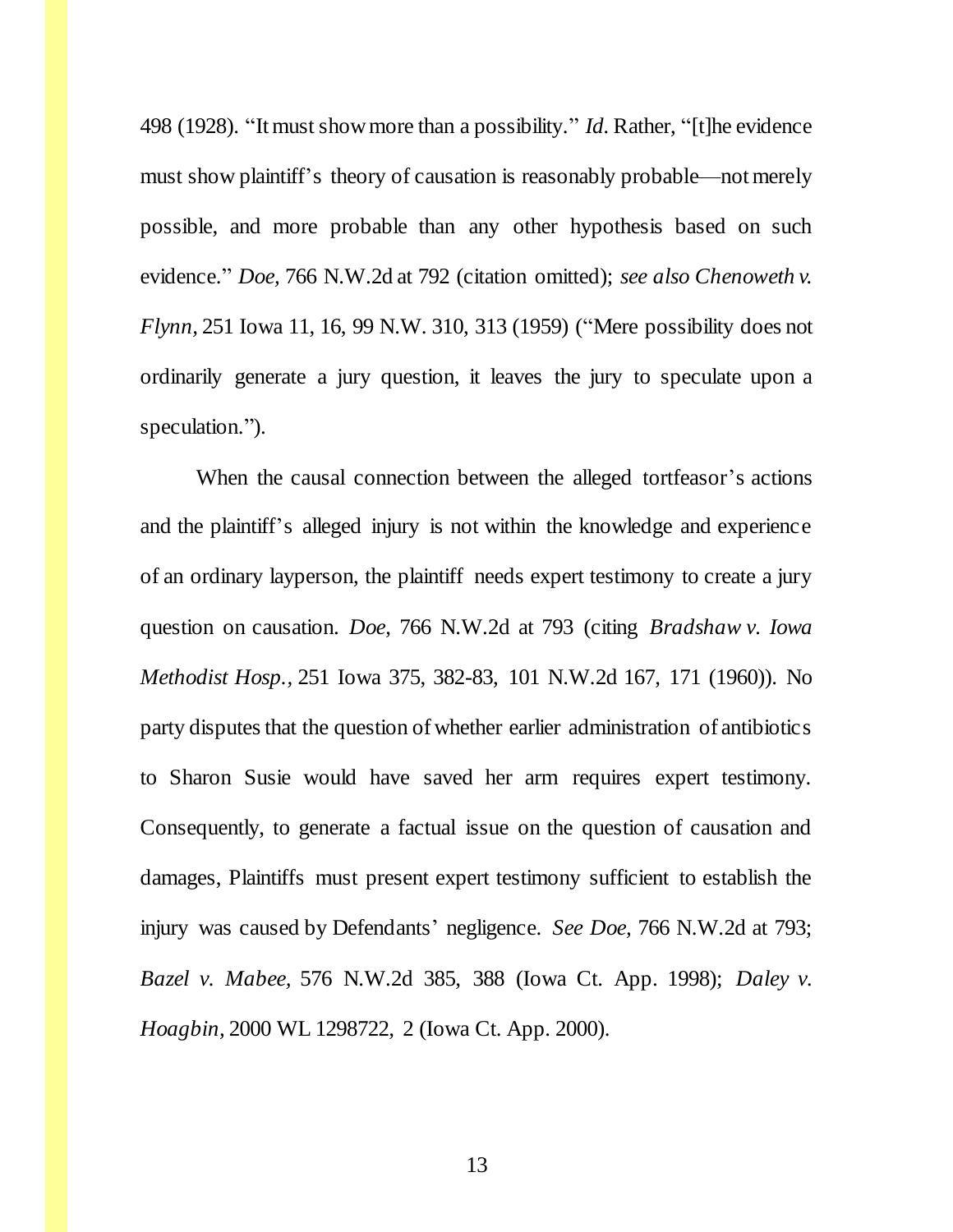498 (1928). "It must show more than a possibility." *Id.* Rather, "[t]he evidence must show plaintiff's theory of causation is reasonably probable—not merely possible, and more probable than any other hypothesis based on such evidence." *Doe*, 766 N.W.2d at 792 (citation omitted); *see also Chenoweth v. Flynn*, 251 Iowa 11, 16, 99 N.W. 310, 313 (1959) ("Mere possibility does not ordinarily generate a jury question, it leaves the jury to speculate upon a speculation.").

When the causal connection between the alleged tortfeasor's actions and the plaintiff's alleged injury is not within the knowledge and experience of an ordinary layperson, the plaintiff needs expert testimony to create a jury question on causation. *Doe*, 766 N.W.2d at 793 (citing *Bradshaw v. Iowa Methodist Hosp.*, 251 Iowa 375, 382-83, 101 N.W.2d 167, 171 (1960)). No party disputes that the question of whether earlier administration of antibiotics to Sharon Susie would have saved her arm requires expert testimony. Consequently, to generate a factual issue on the question of causation and damages, Plaintiffs must present expert testimony sufficient to establish the injury was caused by Defendants' negligence. *See Doe*, 766 N.W.2d at 793; *Bazel v. Mabee*, 576 N.W.2d 385, 388 (Iowa Ct. App. 1998); *Daley v. Hoagbin*, 2000 WL 1298722, 2 (Iowa Ct. App. 2000).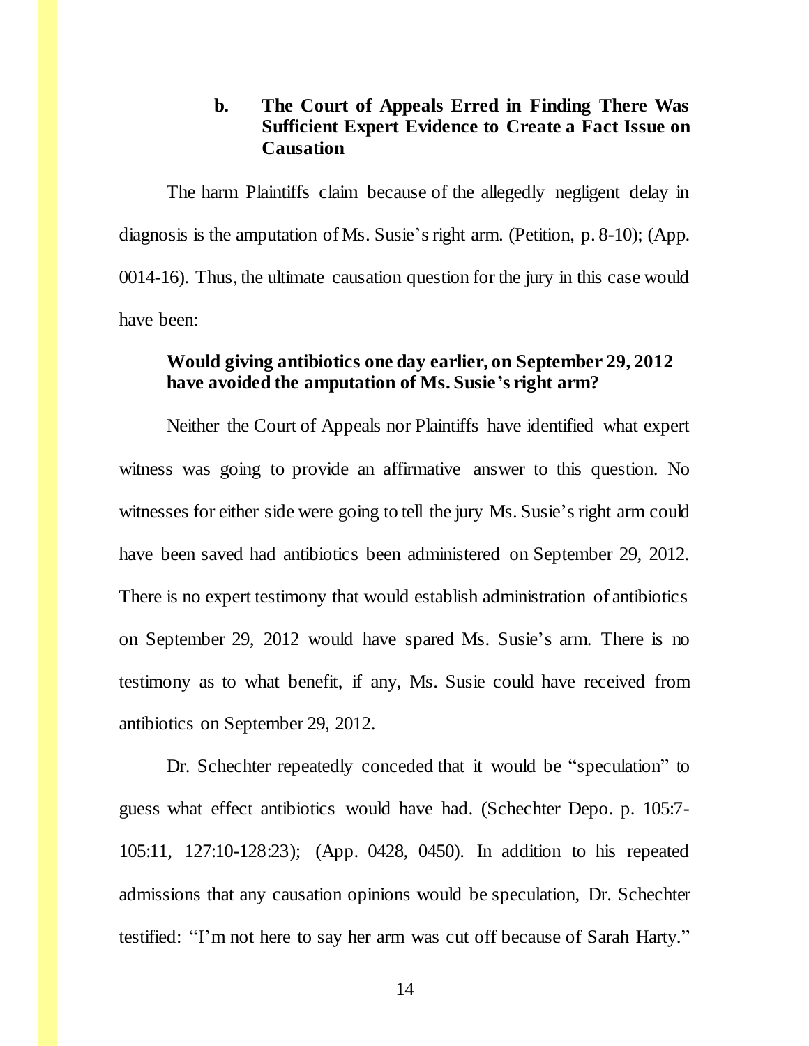### b. The Court of Appeals Erred in Finding There Was Sufficient Expert Evidence to Create a Fact Issue on Causation

The harm Plaintiffs claim because of the allegedly negligent delay in diagnosis is the amputation of Ms. Susie's right arm. (Petition, p. 8-10); (App. 0014-16). Thus, the ultimate causation question for the jury in this case would have been:

**Would giving antibiotics one day earlier, on September 29, 2012 have avoided the amputation of Ms. Susie's right arm?**

Neither the Court of Appeals nor Plaintiffs have identified what expert witness was going to provide an affirmative answer to this question. No witnesses for either side were going to tell the jury Ms. Susie's right arm could have been saved had antibiotics been administered on September 29, 2012. There is no expert testimony that would establish administration of antibiotics on September 29, 2012 would have spared Ms. Susie's arm. There is no testimony as to what benefit, if any, Ms. Susie could have received from antibiotics on September 29, 2012.

Dr. Schechter repeatedly conceded that it would be "speculation" to guess what effect antibiotics would have had. (Schechter Depo. p. 105:7-105:11, 127:10-128:23); (App. 0428, 0450). In addition to his repeated admissions that any causation opinions would be speculation, Dr. Schechter testified: "I'm not here to say her arm was cut off because of Sarah Harty."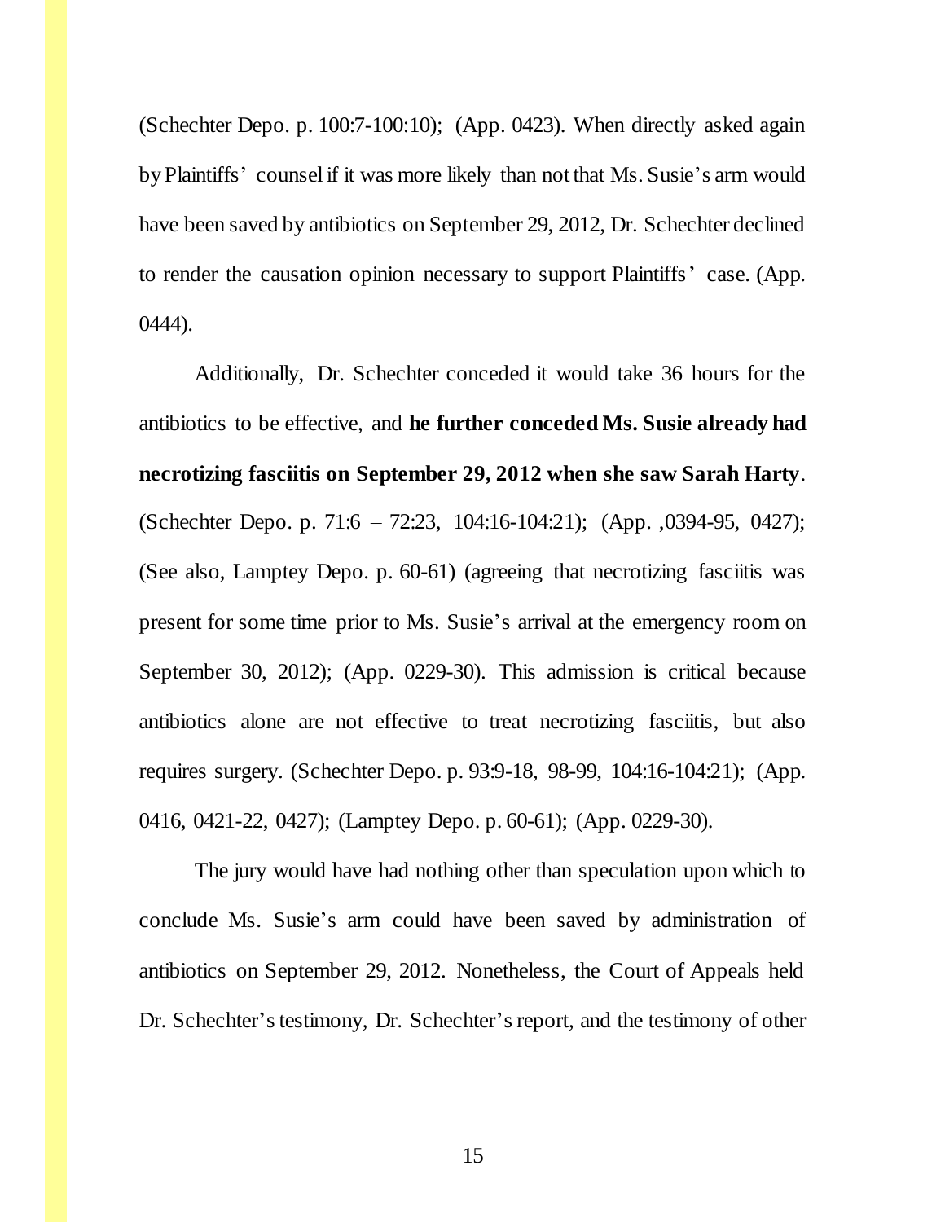(Schechter Depo. p. 100:7-100:10); (App. 0423). When directly asked again by Plaintiffs' counsel if it was more likely than not that Ms. Susie's arm would have been saved by antibiotics on September 29, 2012, Dr. Schechter declined to render the causation opinion necessary to support Plaintiffs' case. (App. 0444).

Additionally, Dr. Schechter conceded it would take 36 hours for the antibiotics to be effective, and **he further conceded Ms. Susie already had necrotizing fasciitis on September 29, 2012 when she saw Sarah Harty**. (Schechter Depo. p. 71:6 – 72:23, 104:16-104:21); (App. ,0394-95, 0427); (See also, Lamptey Depo. p. 60-61) (agreeing that necrotizing fasciitis was present for some time prior to Ms. Susie's arrival at the emergency room on September 30, 2012); (App. 0229-30). This admission is critical because antibiotics alone are not effective to treat necrotizing fasciitis, but also requires surgery. (Schechter Depo. p. 93:9-18, 98-99, 104:16-104:21); (App. 0416, 0421-22, 0427); (Lamptey Depo. p. 60-61); (App. 0229-30).

The jury would have had nothing other than speculation upon which to conclude Ms. Susie's arm could have been saved by administration of antibiotics on September 29, 2012. Nonetheless, the Court of Appeals held Dr. Schechter's testimony, Dr. Schechter's report, and the testimony of other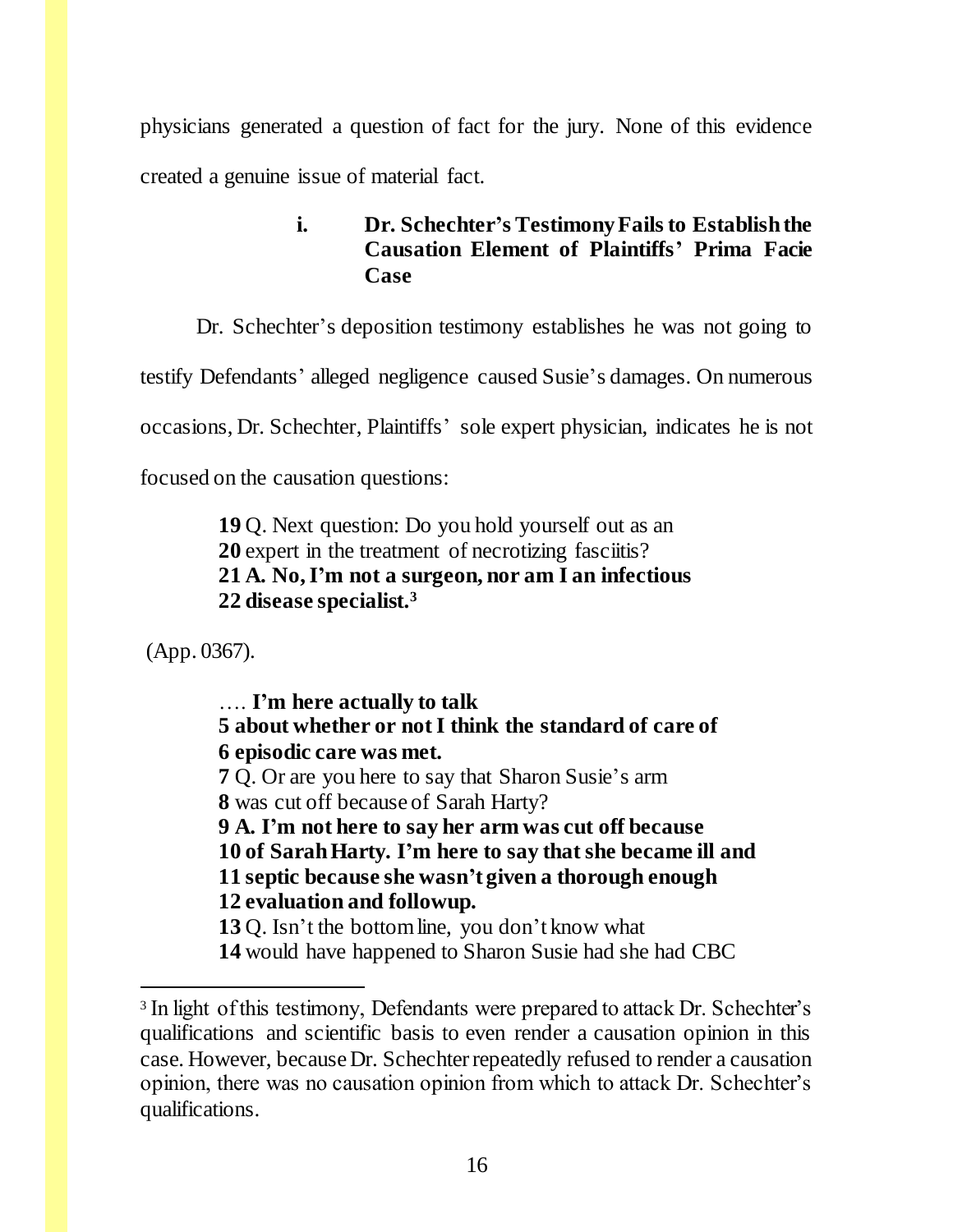physicians generated a question of fact for the jury. None of this evidence created a genuine issue of material fact.

#### i. Dr. Schechter's Testimony Fails to Establish the Causation Element of Plaintiffs' Prima Facie Case

Dr. Schechter's deposition testimony establishes he was not going to testify Defendants' alleged negligence caused Susie's damages. On numerous occasions, Dr. Schechter, Plaintiffs' sole expert physician, indicates he is not focused on the causation questions:

> **19** Q. Next question: Do you hold yourself out as an
> **20** expert in the treatment of necrotizing fasciitis?
> **21 A. No, I'm not a surgeon, nor am I an infectious**
> **22 disease specialist.**[3]

(App. 0367).

> …. **I'm here actually to talk**
> **5 about whether or not I think the standard of care of**
> **6 episodic care was met.**
> **7** Q. Or are you here to say that Sharon Susie's arm
> **8** was cut off because of Sarah Harty?
> **9 A. I'm not here to say her arm was cut off because**
> **10 of Sarah Harty. I'm here to say that she became ill and**
> **11 septic because she wasn't given a thorough enough**
> **12 evaluation and followup.**
> **13** Q. Isn't the bottom line, you don't know what
> **14** would have happened to Sharon Susie had she had CBC

---

[3] In light of this testimony, Defendants were prepared to attack Dr. Schechter's qualifications and scientific basis to even render a causation opinion in this case. However, because Dr. Schechter repeatedly refused to render a causation opinion, there was no causation opinion from which to attack Dr. Schechter's qualifications.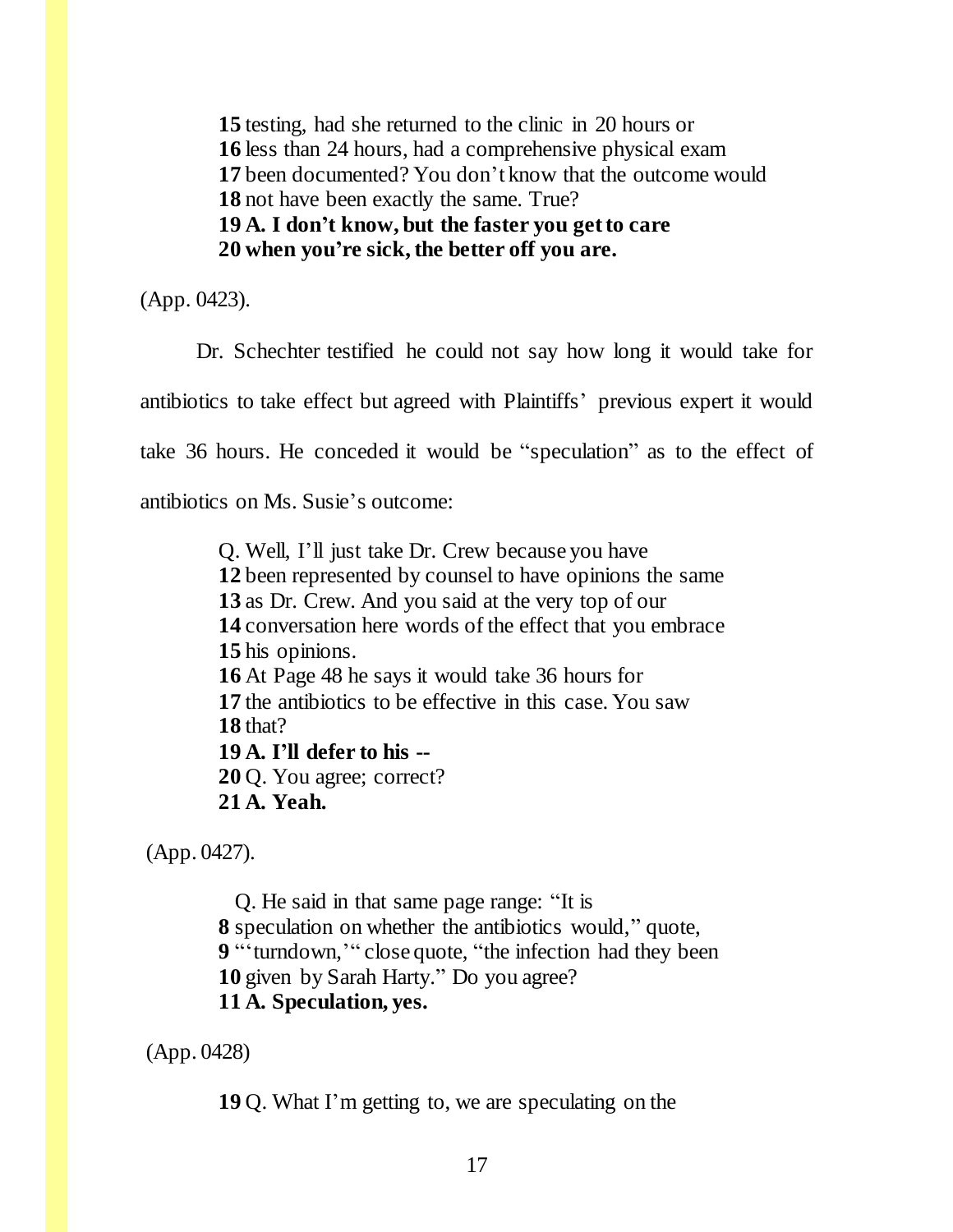**15** testing, had she returned to the clinic in 20 hours or
**16** less than 24 hours, had a comprehensive physical exam
**17** been documented? You don't know that the outcome would
**18** not have been exactly the same. True?
**19 A. I don't know, but the faster you get to care**
**20 when you're sick, the better off you are.**

(App. 0423).

Dr. Schechter testified he could not say how long it would take for antibiotics to take effect but agreed with Plaintiffs' previous expert it would take 36 hours. He conceded it would be "speculation" as to the effect of antibiotics on Ms. Susie's outcome:

Q. Well, I'll just take Dr. Crew because you have
**12** been represented by counsel to have opinions the same
**13** as Dr. Crew. And you said at the very top of our
**14** conversation here words of the effect that you embrace
**15** his opinions.
**16** At Page 48 he says it would take 36 hours for
**17** the antibiotics to be effective in this case. You saw
**18** that?
**19 A. I'll defer to his --**
**20** Q. You agree; correct?
**21 A. Yeah.**

(App. 0427).

Q. He said in that same page range: "It is
**8** speculation on whether the antibiotics would," quote,
**9** "'turndown,'" close quote, "the infection had they been
**10** given by Sarah Harty." Do you agree?
**11 A. Speculation, yes.**

(App. 0428)

**19** Q. What I'm getting to, we are speculating on the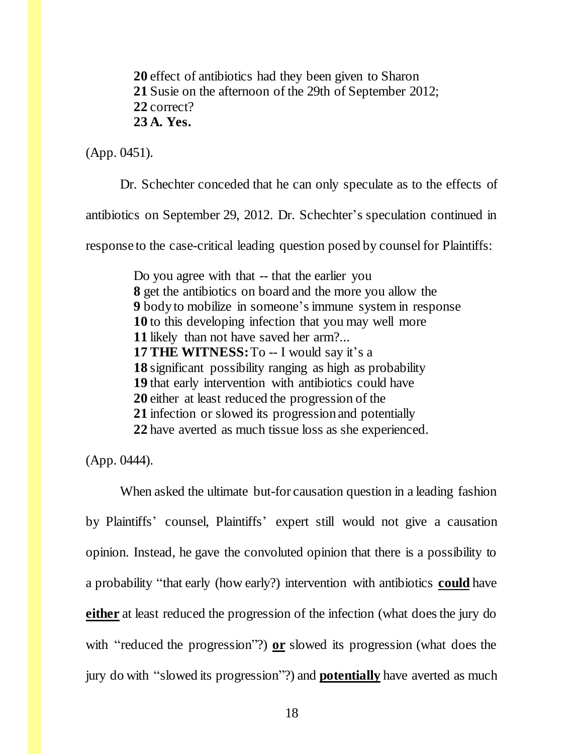**20** effect of antibiotics had they been given to Sharon
**21** Susie on the afternoon of the 29th of September 2012;
**22** correct?
**23 A. Yes.**

(App. 0451).

Dr. Schechter conceded that he can only speculate as to the effects of antibiotics on September 29, 2012. Dr. Schechter's speculation continued in response to the case-critical leading question posed by counsel for Plaintiffs:

> Do you agree with that -- that the earlier you
> **8** get the antibiotics on board and the more you allow the
> **9** body to mobilize in someone's immune system in response
> **10** to this developing infection that you may well more
> **11** likely than not have saved her arm?...
> **17 THE WITNESS:** To -- I would say it's a
> **18** significant possibility ranging as high as probability
> **19** that early intervention with antibiotics could have
> **20** either at least reduced the progression of the
> **21** infection or slowed its progression and potentially
> **22** have averted as much tissue loss as she experienced.

(App. 0444).

When asked the ultimate but-for causation question in a leading fashion by Plaintiffs' counsel, Plaintiffs' expert still would not give a causation opinion. Instead, he gave the convoluted opinion that there is a possibility to a probability "that early (how early?) intervention with antibiotics **<u>could</u>** have **<u>either</u>** at least reduced the progression of the infection (what does the jury do with "reduced the progression"?) **<u>or</u>** slowed its progression (what does the jury do with "slowed its progression"?) and **<u>potentially</u>** have averted as much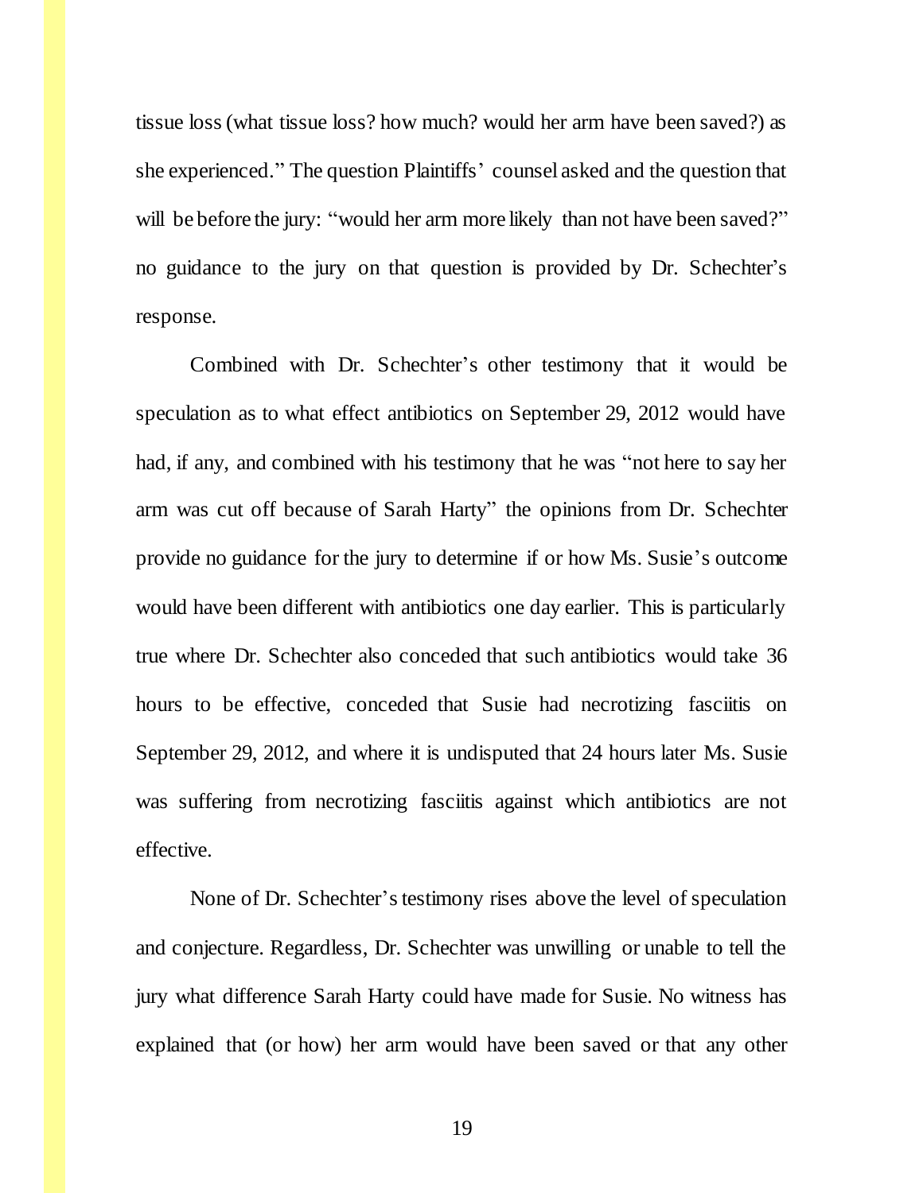tissue loss (what tissue loss? how much? would her arm have been saved?) as she experienced." The question Plaintiffs' counsel asked and the question that will be before the jury: "would her arm more likely than not have been saved?" no guidance to the jury on that question is provided by Dr. Schechter's response.

Combined with Dr. Schechter's other testimony that it would be speculation as to what effect antibiotics on September 29, 2012 would have had, if any, and combined with his testimony that he was "not here to say her arm was cut off because of Sarah Harty" the opinions from Dr. Schechter provide no guidance for the jury to determine if or how Ms. Susie's outcome would have been different with antibiotics one day earlier. This is particularly true where Dr. Schechter also conceded that such antibiotics would take 36 hours to be effective, conceded that Susie had necrotizing fasciitis on September 29, 2012, and where it is undisputed that 24 hours later Ms. Susie was suffering from necrotizing fasciitis against which antibiotics are not effective.

None of Dr. Schechter's testimony rises above the level of speculation and conjecture. Regardless, Dr. Schechter was unwilling or unable to tell the jury what difference Sarah Harty could have made for Susie. No witness has explained that (or how) her arm would have been saved or that any other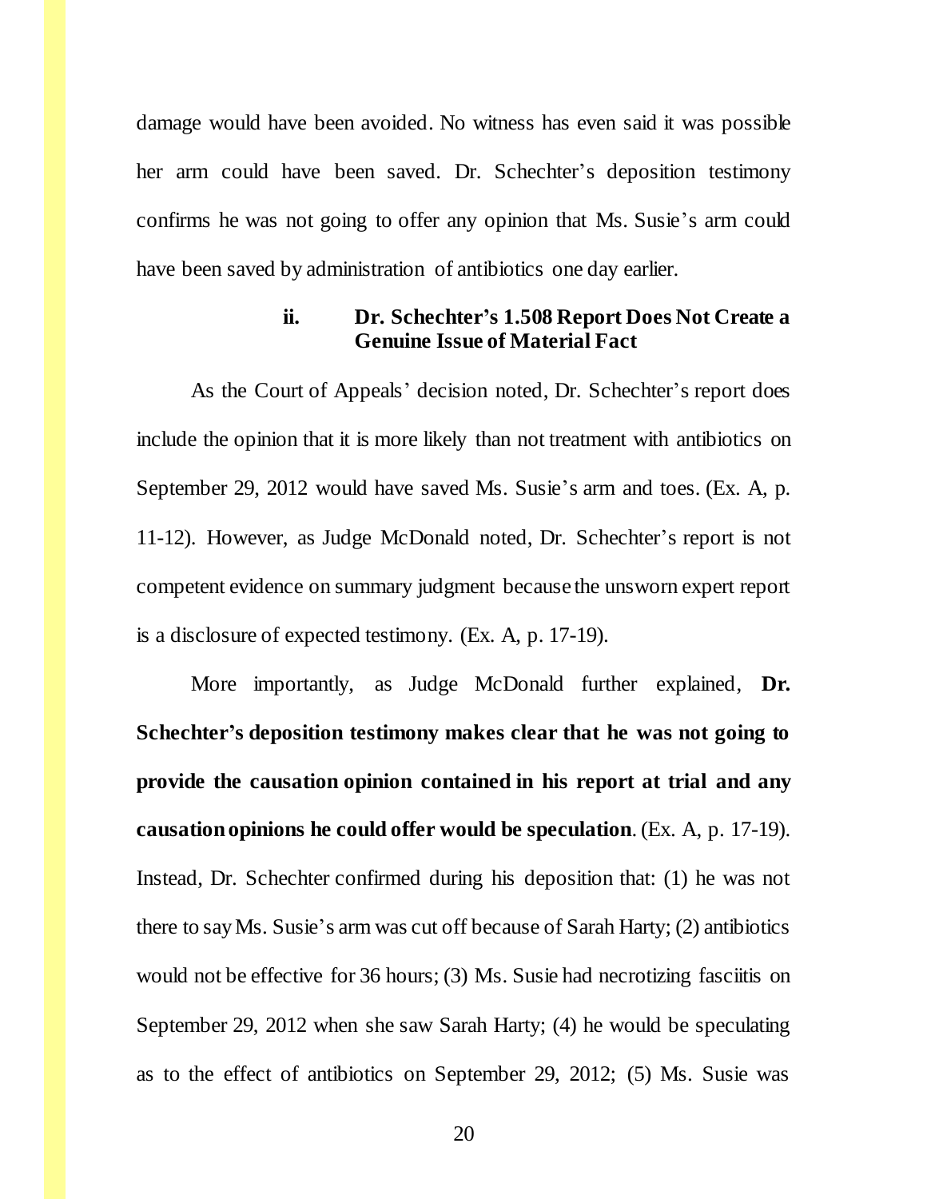damage would have been avoided. No witness has even said it was possible her arm could have been saved. Dr. Schechter's deposition testimony confirms he was not going to offer any opinion that Ms. Susie's arm could have been saved by administration of antibiotics one day earlier.

### ii. Dr. Schechter's 1.508 Report Does Not Create a Genuine Issue of Material Fact

As the Court of Appeals' decision noted, Dr. Schechter's report does include the opinion that it is more likely than not treatment with antibiotics on September 29, 2012 would have saved Ms. Susie's arm and toes. (Ex. A, p. 11-12). However, as Judge McDonald noted, Dr. Schechter's report is not competent evidence on summary judgment because the unsworn expert report is a disclosure of expected testimony. (Ex. A, p. 17-19).

More importantly, as Judge McDonald further explained, **Dr. Schechter's deposition testimony makes clear that he was not going to provide the causation opinion contained in his report at trial and any causation opinions he could offer would be speculation**. (Ex. A, p. 17-19). Instead, Dr. Schechter confirmed during his deposition that: (1) he was not there to say Ms. Susie's arm was cut off because of Sarah Harty; (2) antibiotics would not be effective for 36 hours; (3) Ms. Susie had necrotizing fasciitis on September 29, 2012 when she saw Sarah Harty; (4) he would be speculating as to the effect of antibiotics on September 29, 2012; (5) Ms. Susie was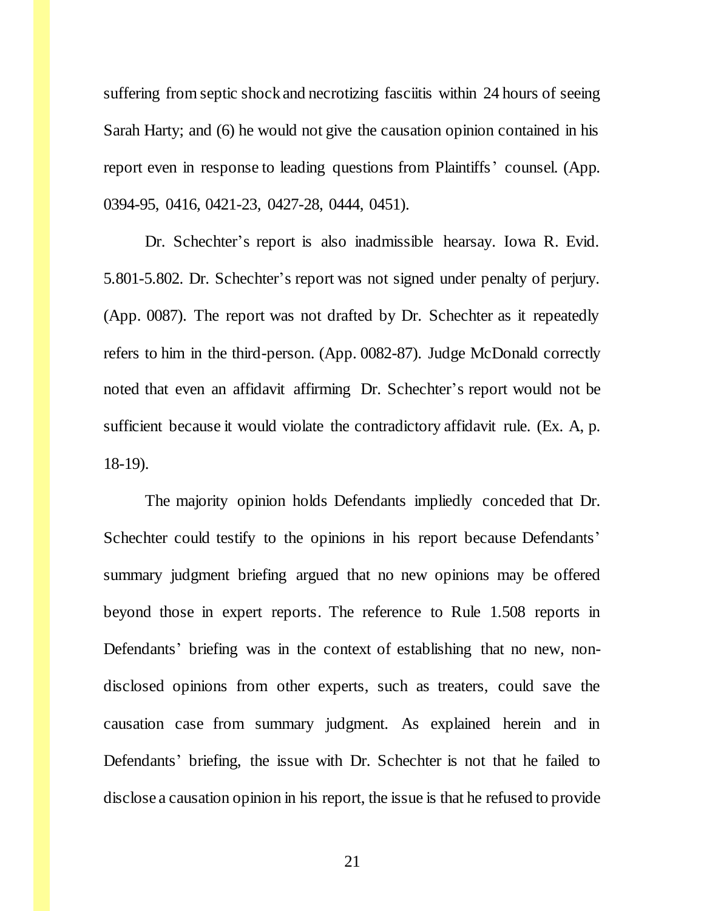suffering from septic shock and necrotizing fasciitis within 24 hours of seeing Sarah Harty; and (6) he would not give the causation opinion contained in his report even in response to leading questions from Plaintiffs' counsel. (App. 0394-95, 0416, 0421-23, 0427-28, 0444, 0451).

Dr. Schechter's report is also inadmissible hearsay. Iowa R. Evid. 5.801-5.802. Dr. Schechter's report was not signed under penalty of perjury. (App. 0087). The report was not drafted by Dr. Schechter as it repeatedly refers to him in the third-person. (App. 0082-87). Judge McDonald correctly noted that even an affidavit affirming Dr. Schechter's report would not be sufficient because it would violate the contradictory affidavit rule. (Ex. A, p. 18-19).

The majority opinion holds Defendants impliedly conceded that Dr. Schechter could testify to the opinions in his report because Defendants' summary judgment briefing argued that no new opinions may be offered beyond those in expert reports. The reference to Rule 1.508 reports in Defendants' briefing was in the context of establishing that no new, non-disclosed opinions from other experts, such as treaters, could save the causation case from summary judgment. As explained herein and in Defendants' briefing, the issue with Dr. Schechter is not that he failed to disclose a causation opinion in his report, the issue is that he refused to provide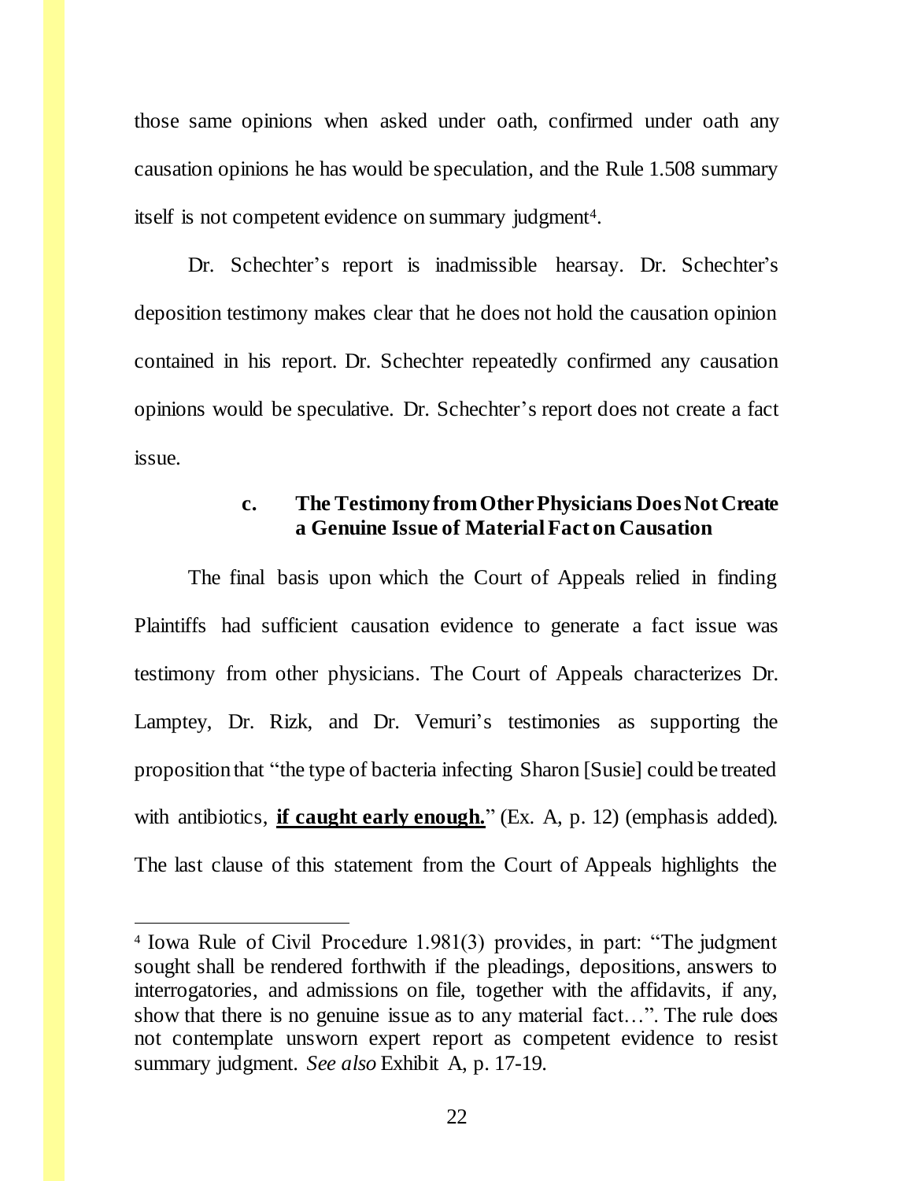those same opinions when asked under oath, confirmed under oath any causation opinions he has would be speculation, and the Rule 1.508 summary itself is not competent evidence on summary judgment[4].

Dr. Schechter's report is inadmissible hearsay. Dr. Schechter's deposition testimony makes clear that he does not hold the causation opinion contained in his report. Dr. Schechter repeatedly confirmed any causation opinions would be speculative. Dr. Schechter's report does not create a fact issue.

### c. The Testimony from Other Physicians Does Not Create a Genuine Issue of Material Fact on Causation

The final basis upon which the Court of Appeals relied in finding Plaintiffs had sufficient causation evidence to generate a fact issue was testimony from other physicians. The Court of Appeals characterizes Dr. Lamptey, Dr. Rizk, and Dr. Vemuri's testimonies as supporting the proposition that "the type of bacteria infecting Sharon [Susie] could be treated with antibiotics, **if caught early enough.**" (Ex. A, p. 12) (emphasis added). The last clause of this statement from the Court of Appeals highlights the

---

[4] Iowa Rule of Civil Procedure 1.981(3) provides, in part: "The judgment sought shall be rendered forthwith if the pleadings, depositions, answers to interrogatories, and admissions on file, together with the affidavits, if any, show that there is no genuine issue as to any material fact…". The rule does not contemplate unsworn expert report as competent evidence to resist summary judgment. *See also* Exhibit A, p. 17-19.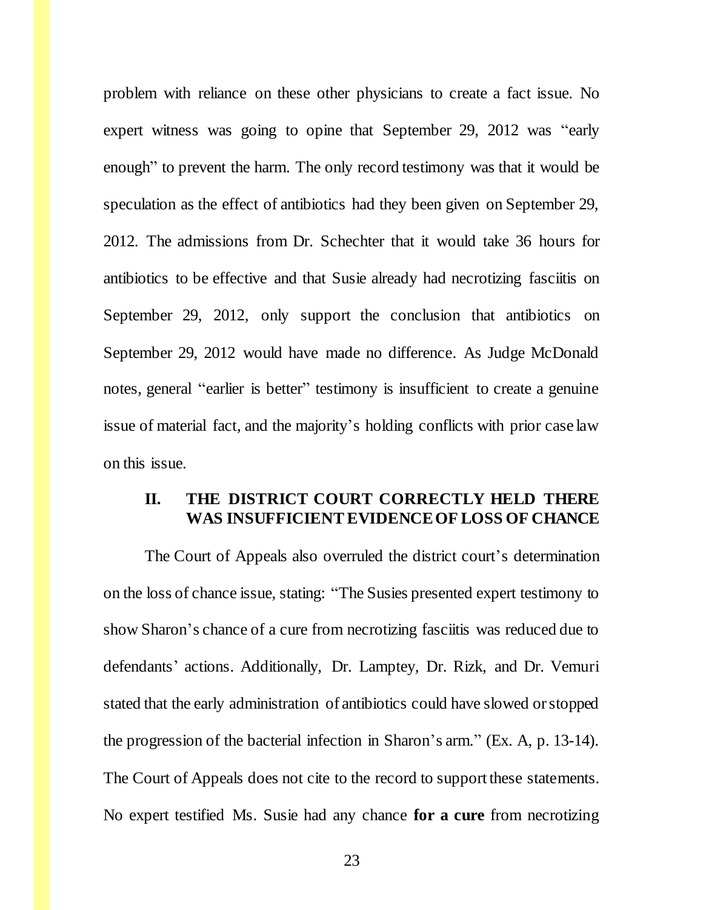problem with reliance on these other physicians to create a fact issue. No expert witness was going to opine that September 29, 2012 was "early enough" to prevent the harm. The only record testimony was that it would be speculation as the effect of antibiotics had they been given on September 29, 2012. The admissions from Dr. Schechter that it would take 36 hours for antibiotics to be effective and that Susie already had necrotizing fasciitis on September 29, 2012, only support the conclusion that antibiotics on September 29, 2012 would have made no difference. As Judge McDonald notes, general "earlier is better" testimony is insufficient to create a genuine issue of material fact, and the majority's holding conflicts with prior case law on this issue.

## II. THE DISTRICT COURT CORRECTLY HELD THERE WAS INSUFFICIENT EVIDENCE OF LOSS OF CHANCE

The Court of Appeals also overruled the district court's determination on the loss of chance issue, stating: "The Susies presented expert testimony to show Sharon's chance of a cure from necrotizing fasciitis was reduced due to defendants' actions. Additionally, Dr. Lamptey, Dr. Rizk, and Dr. Vemuri stated that the early administration of antibiotics could have slowed or stopped the progression of the bacterial infection in Sharon's arm." (Ex. A, p. 13-14). The Court of Appeals does not cite to the record to support these statements. No expert testified Ms. Susie had any chance **for a cure** from necrotizing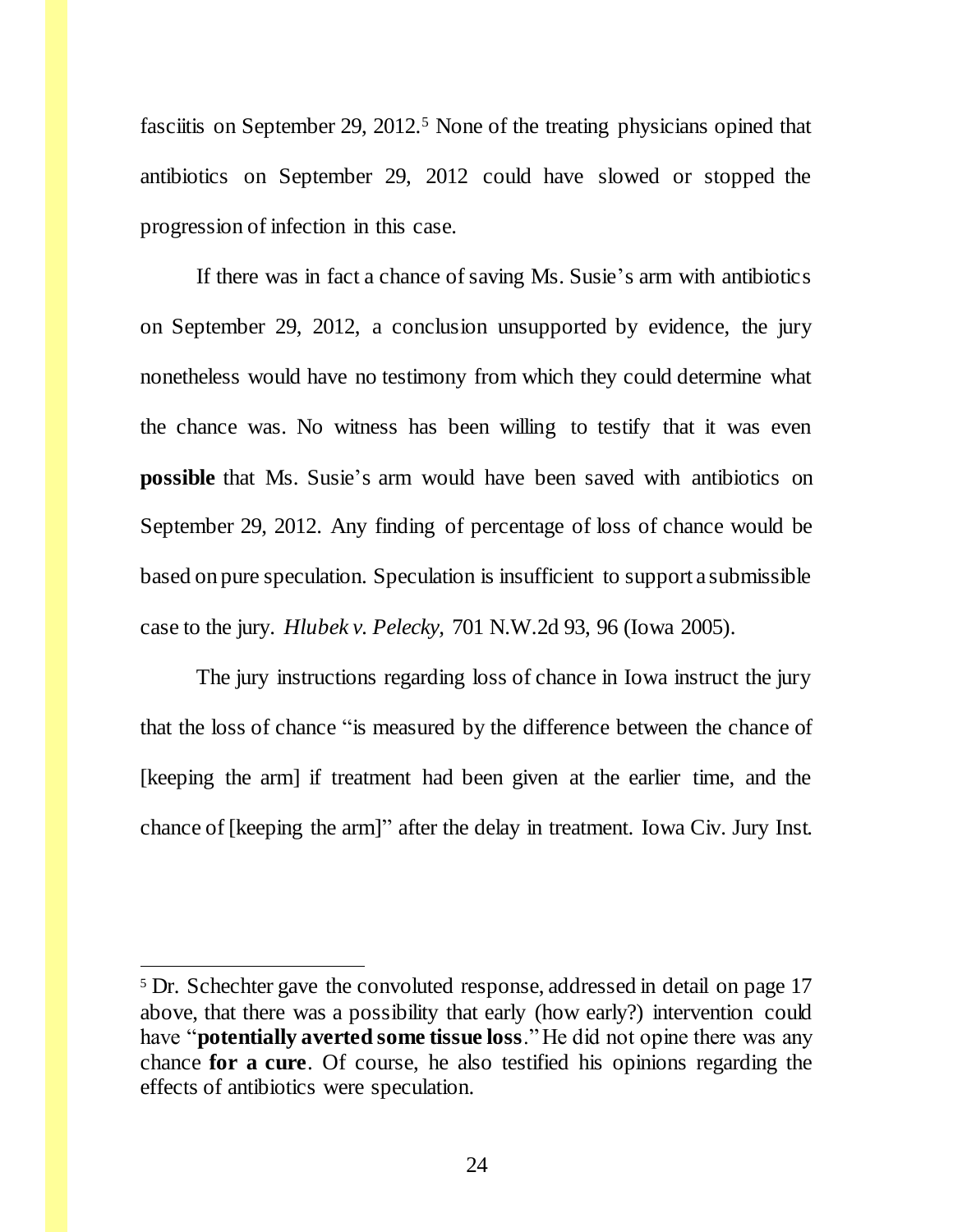fasciitis on September 29, 2012.[5] None of the treating physicians opined that antibiotics on September 29, 2012 could have slowed or stopped the progression of infection in this case.

If there was in fact a chance of saving Ms. Susie's arm with antibiotics on September 29, 2012, a conclusion unsupported by evidence, the jury nonetheless would have no testimony from which they could determine what the chance was. No witness has been willing to testify that it was even **possible** that Ms. Susie's arm would have been saved with antibiotics on September 29, 2012. Any finding of percentage of loss of chance would be based on pure speculation. Speculation is insufficient to support a submissible case to the jury. *Hlubek v. Pelecky,* 701 N.W.2d 93, 96 (Iowa 2005).

The jury instructions regarding loss of chance in Iowa instruct the jury that the loss of chance "is measured by the difference between the chance of [keeping the arm] if treatment had been given at the earlier time, and the chance of [keeping the arm]" after the delay in treatment. Iowa Civ. Jury Inst.

---

[5] Dr. Schechter gave the convoluted response, addressed in detail on page 17 above, that there was a possibility that early (how early?) intervention could have "**potentially averted some tissue loss**." He did not opine there was any chance **for a cure**. Of course, he also testified his opinions regarding the effects of antibiotics were speculation.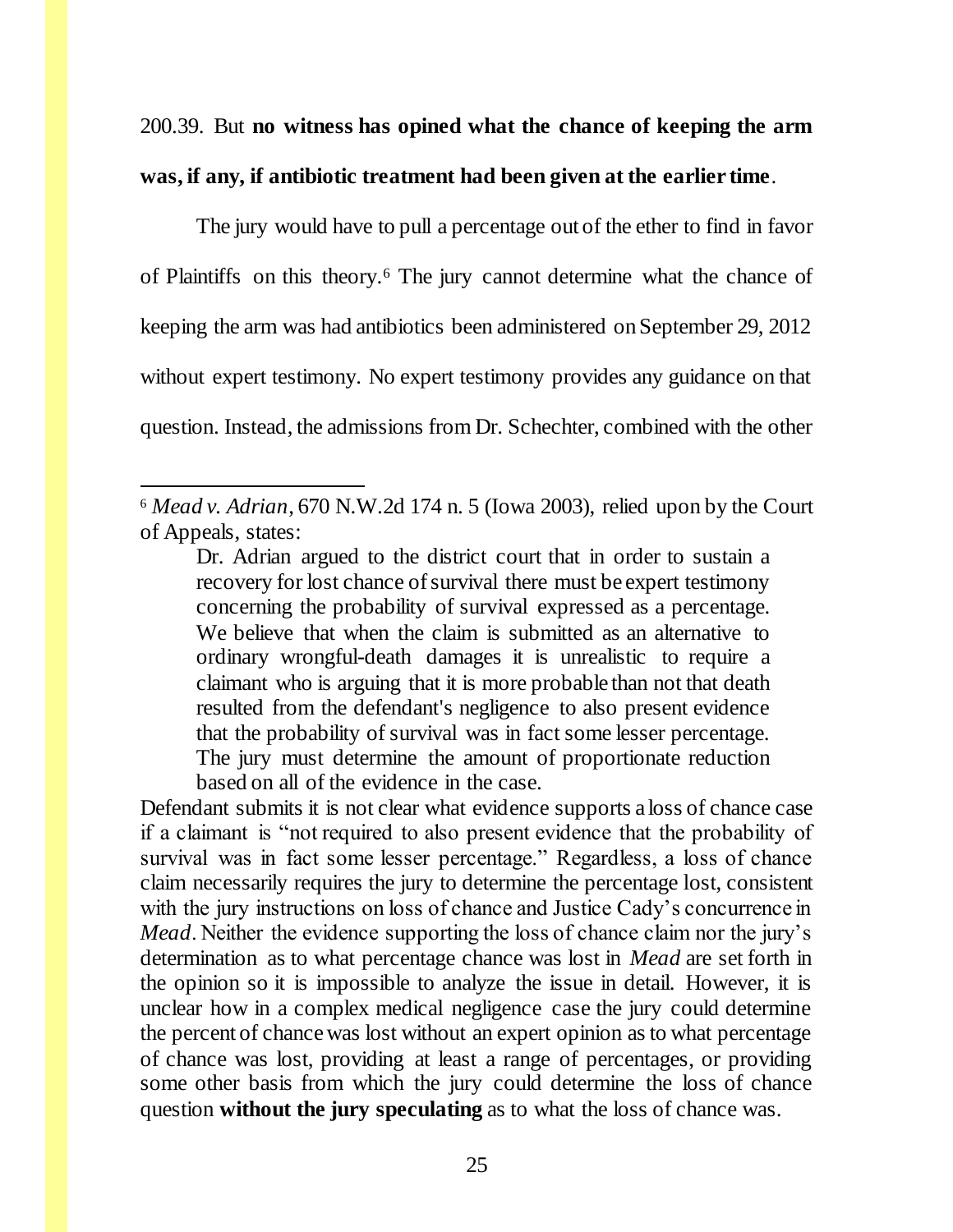200.39. But **no witness has opined what the chance of keeping the arm was, if any, if antibiotic treatment had been given at the earlier time**.

The jury would have to pull a percentage out of the ether to find in favor of Plaintiffs on this theory.[6] The jury cannot determine what the chance of keeping the arm was had antibiotics been administered on September 29, 2012 without expert testimony. No expert testimony provides any guidance on that question. Instead, the admissions from Dr. Schechter, combined with the other

---

[6] *Mead v. Adrian*, 670 N.W.2d 174 n. 5 (Iowa 2003), relied upon by the Court of Appeals, states:

> Dr. Adrian argued to the district court that in order to sustain a recovery for lost chance of survival there must be expert testimony concerning the probability of survival expressed as a percentage. We believe that when the claim is submitted as an alternative to ordinary wrongful-death damages it is unrealistic to require a claimant who is arguing that it is more probable than not that death resulted from the defendant's negligence to also present evidence that the probability of survival was in fact some lesser percentage. The jury must determine the amount of proportionate reduction based on all of the evidence in the case.

Defendant submits it is not clear what evidence supports a loss of chance case if a claimant is "not required to also present evidence that the probability of survival was in fact some lesser percentage." Regardless, a loss of chance claim necessarily requires the jury to determine the percentage lost, consistent with the jury instructions on loss of chance and Justice Cady's concurrence in *Mead*. Neither the evidence supporting the loss of chance claim nor the jury's determination as to what percentage chance was lost in *Mead* are set forth in the opinion so it is impossible to analyze the issue in detail. However, it is unclear how in a complex medical negligence case the jury could determine the percent of chance was lost without an expert opinion as to what percentage of chance was lost, providing at least a range of percentages, or providing some other basis from which the jury could determine the loss of chance question **without the jury speculating** as to what the loss of chance was.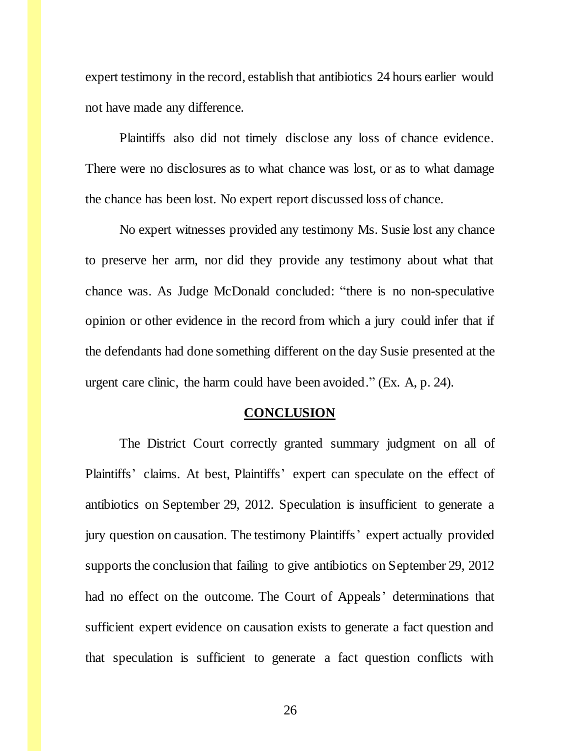expert testimony in the record, establish that antibiotics 24 hours earlier would not have made any difference.

Plaintiffs also did not timely disclose any loss of chance evidence. There were no disclosures as to what chance was lost, or as to what damage the chance has been lost. No expert report discussed loss of chance.

No expert witnesses provided any testimony Ms. Susie lost any chance to preserve her arm, nor did they provide any testimony about what that chance was. As Judge McDonald concluded: "there is no non-speculative opinion or other evidence in the record from which a jury could infer that if the defendants had done something different on the day Susie presented at the urgent care clinic, the harm could have been avoided." (Ex. A, p. 24).

## CONCLUSION

The District Court correctly granted summary judgment on all of Plaintiffs' claims. At best, Plaintiffs' expert can speculate on the effect of antibiotics on September 29, 2012. Speculation is insufficient to generate a jury question on causation. The testimony Plaintiffs' expert actually provided supports the conclusion that failing to give antibiotics on September 29, 2012 had no effect on the outcome. The Court of Appeals' determinations that sufficient expert evidence on causation exists to generate a fact question and that speculation is sufficient to generate a fact question conflicts with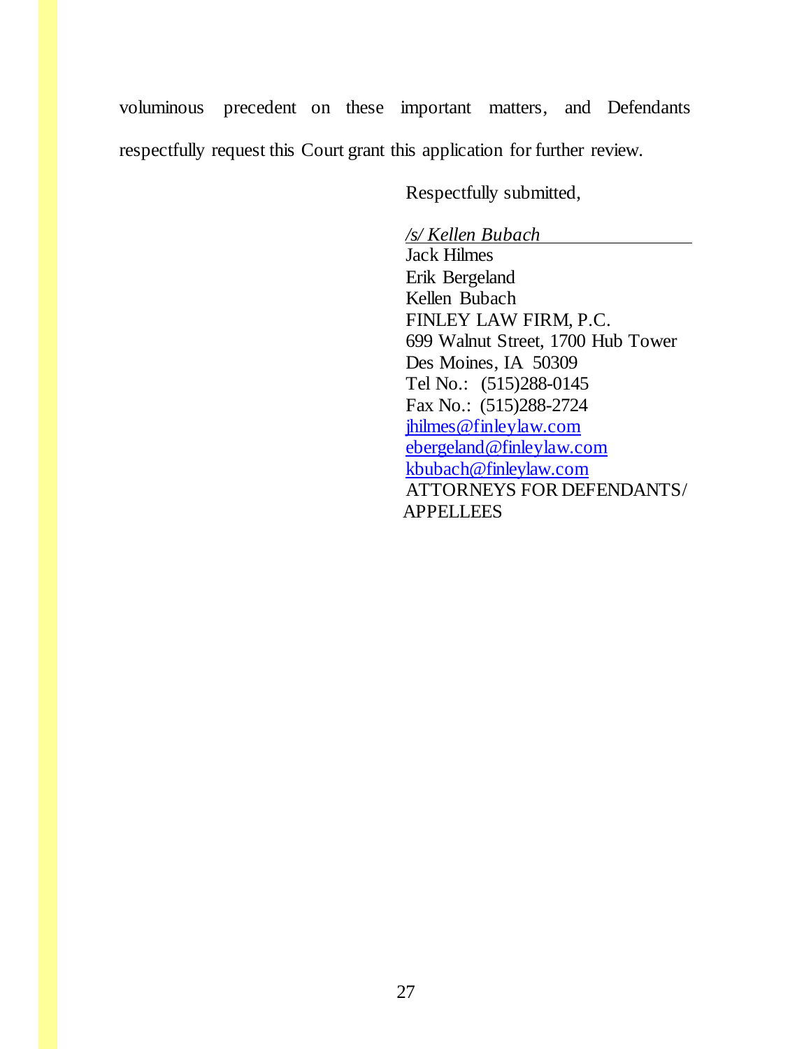voluminous precedent on these important matters, and Defendants respectfully request this Court grant this application for further review.

Respectfully submitted,

*/s/ Kellen Bubach*
Jack Hilmes
Erik Bergeland
Kellen Bubach
FINLEY LAW FIRM, P.C.
699 Walnut Street, 1700 Hub Tower
Des Moines, IA 50309
Tel No.: (515)288-0145
Fax No.: (515)288-2724
jhilmes@finleylaw.com
ebergeland@finleylaw.com
kbubach@finleylaw.com
ATTORNEYS FOR DEFENDANTS/
APPELLEES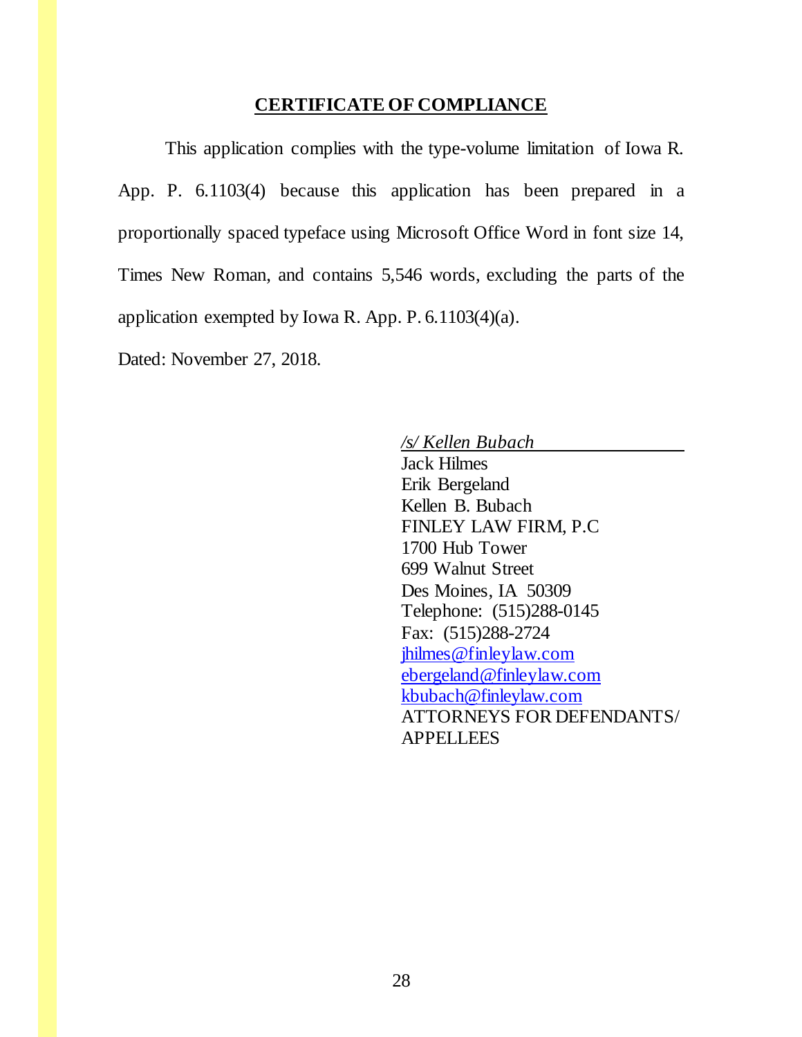**CERTIFICATE OF COMPLIANCE**

This application complies with the type-volume limitation of Iowa R. App. P. 6.1103(4) because this application has been prepared in a proportionally spaced typeface using Microsoft Office Word in font size 14, Times New Roman, and contains 5,546 words, excluding the parts of the application exempted by Iowa R. App. P. 6.1103(4)(a).

Dated: November 27, 2018.

*/s/ Kellen Bubach*
Jack Hilmes
Erik Bergeland
Kellen B. Bubach
FINLEY LAW FIRM, P.C
1700 Hub Tower
699 Walnut Street
Des Moines, IA 50309
Telephone: (515)288-0145
Fax: (515)288-2724
jhilmes@finleylaw.com
ebergeland@finleylaw.com
kbubach@finleylaw.com
ATTORNEYS FOR DEFENDANTS/ APPELLEES